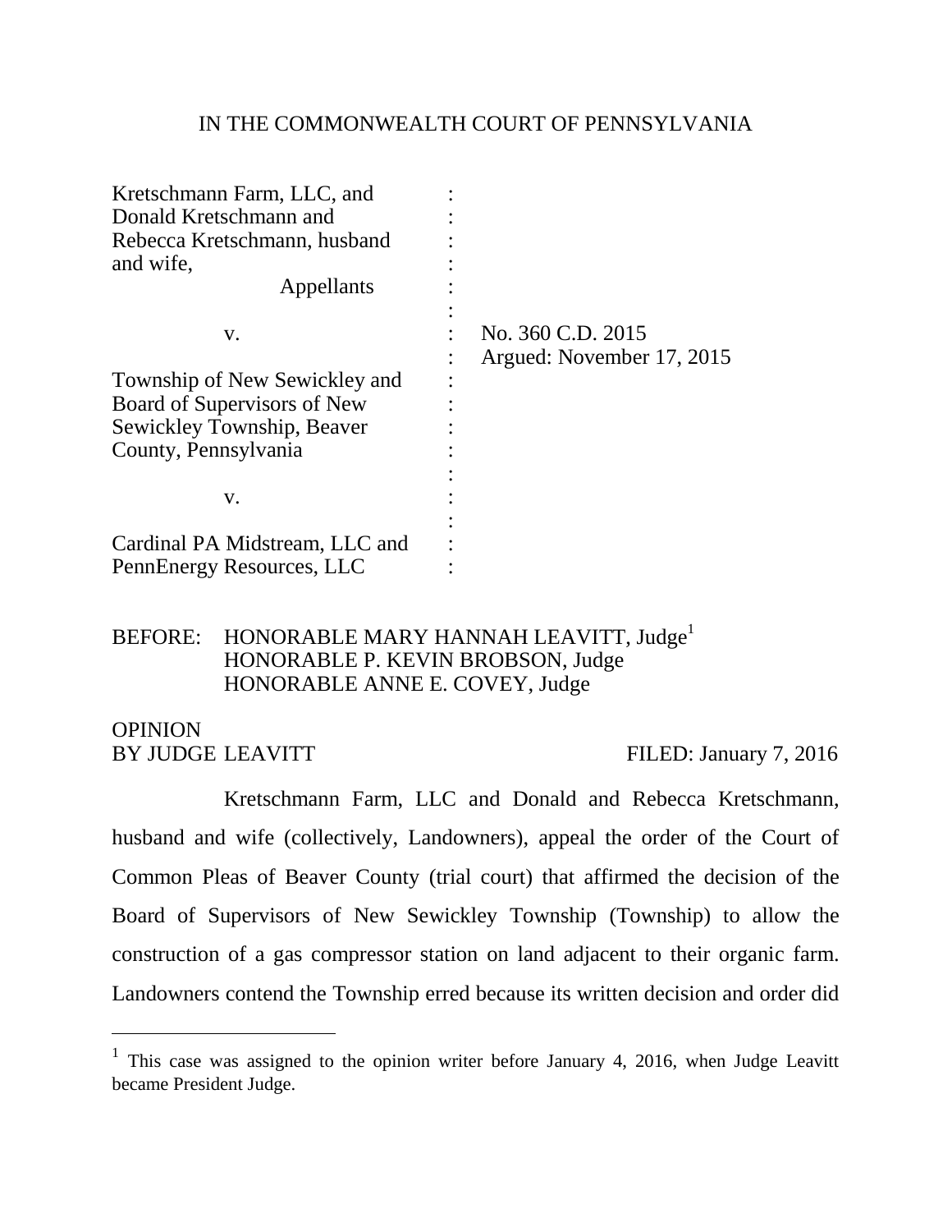IN THE COMMONWEALTH COURT OF PENNSYLVANIA

Kretschmann Farm, LLC, and Donald Kretschmann and Rebecca Kretschmann, husband and wife,
Appellants

v.

Township of New Sewickley and Board of Supervisors of New Sewickley Township, Beaver County, Pennsylvania

v.

Cardinal PA Midstream, LLC and PennEnergy Resources, LLC

No. 360 C.D. 2015
Argued: November 17, 2015

BEFORE: HONORABLE MARY HANNAH LEAVITT, Judge[1]
HONORABLE P. KEVIN BROBSON, Judge
HONORABLE ANNE E. COVEY, Judge

OPINION
BY JUDGE LEAVITT FILED: January 7, 2016

Kretschmann Farm, LLC and Donald and Rebecca Kretschmann, husband and wife (collectively, Landowners), appeal the order of the Court of Common Pleas of Beaver County (trial court) that affirmed the decision of the Board of Supervisors of New Sewickley Township (Township) to allow the construction of a gas compressor station on land adjacent to their organic farm. Landowners contend the Township erred because its written decision and order did

[1] This case was assigned to the opinion writer before January 4, 2016, when Judge Leavitt became President Judge.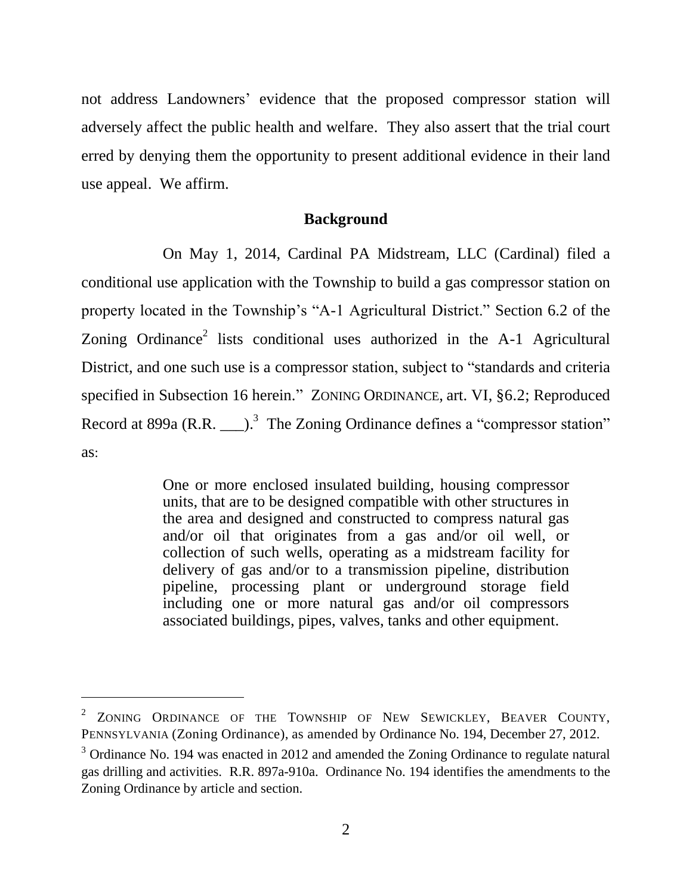not address Landowners' evidence that the proposed compressor station will adversely affect the public health and welfare. They also assert that the trial court erred by denying them the opportunity to present additional evidence in their land use appeal. We affirm.

## Background

On May 1, 2014, Cardinal PA Midstream, LLC (Cardinal) filed a conditional use application with the Township to build a gas compressor station on property located in the Township's "A-1 Agricultural District." Section 6.2 of the Zoning Ordinance[2] lists conditional uses authorized in the A-1 Agricultural District, and one such use is a compressor station, subject to "standards and criteria specified in Subsection 16 herein." ZONING ORDINANCE, art. VI, §6.2; Reproduced Record at 899a (R.R. ___).[3] The Zoning Ordinance defines a "compressor station" as:

> One or more enclosed insulated building, housing compressor units, that are to be designed compatible with other structures in the area and designed and constructed to compress natural gas and/or oil that originates from a gas and/or oil well, or collection of such wells, operating as a midstream facility for delivery of gas and/or to a transmission pipeline, distribution pipeline, processing plant or underground storage field including one or more natural gas and/or oil compressors associated buildings, pipes, valves, tanks and other equipment.

---

[2] ZONING ORDINANCE OF THE TOWNSHIP OF NEW SEWICKLEY, BEAVER COUNTY, PENNSYLVANIA (Zoning Ordinance), as amended by Ordinance No. 194, December 27, 2012.

[3] Ordinance No. 194 was enacted in 2012 and amended the Zoning Ordinance to regulate natural gas drilling and activities. R.R. 897a-910a. Ordinance No. 194 identifies the amendments to the Zoning Ordinance by article and section.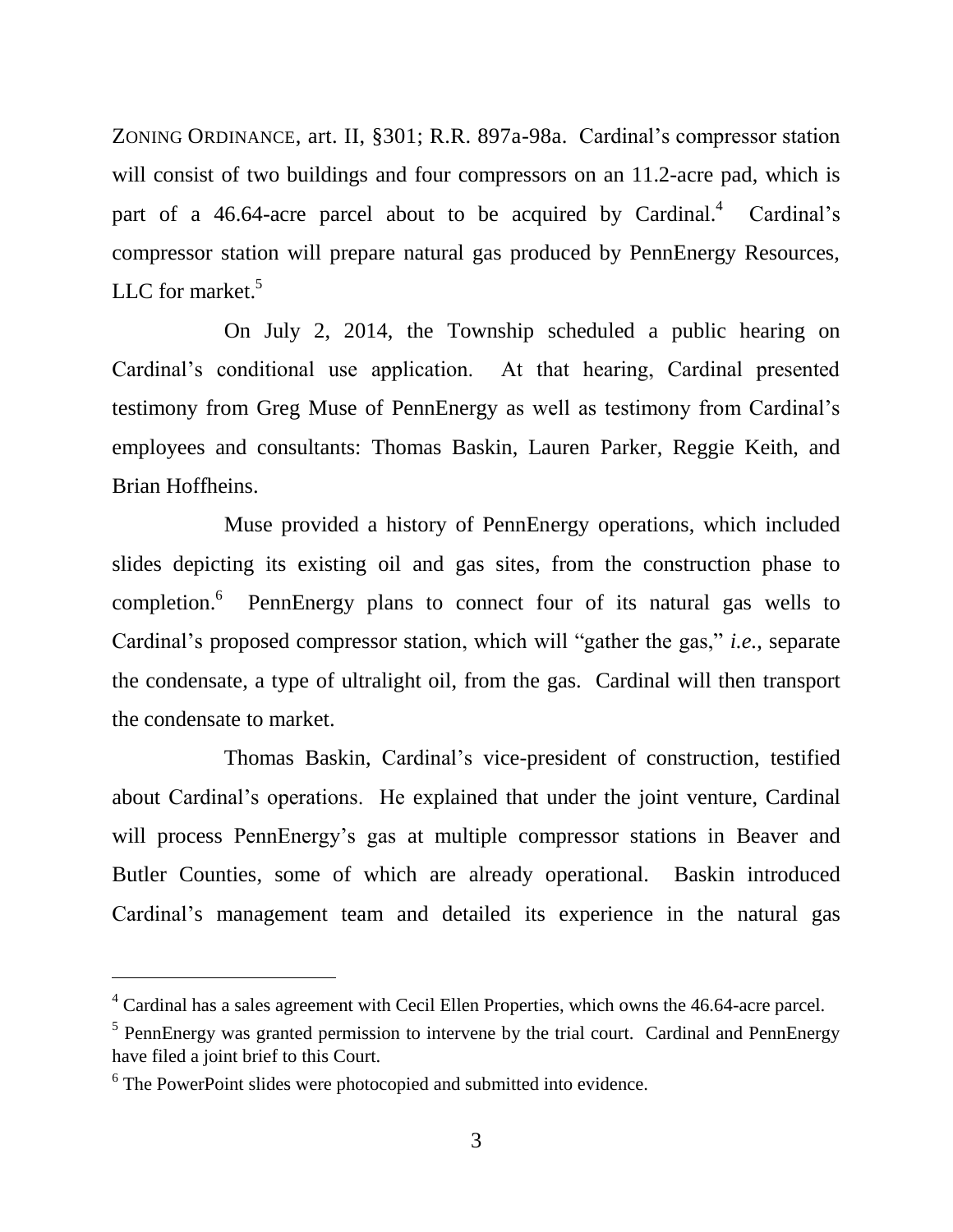ZONING ORDINANCE, art. II, §301; R.R. 897a-98a. Cardinal's compressor station will consist of two buildings and four compressors on an 11.2-acre pad, which is part of a 46.64-acre parcel about to be acquired by Cardinal.[4] Cardinal's compressor station will prepare natural gas produced by PennEnergy Resources, LLC for market.[5]

On July 2, 2014, the Township scheduled a public hearing on Cardinal's conditional use application. At that hearing, Cardinal presented testimony from Greg Muse of PennEnergy as well as testimony from Cardinal's employees and consultants: Thomas Baskin, Lauren Parker, Reggie Keith, and Brian Hoffheins.

Muse provided a history of PennEnergy operations, which included slides depicting its existing oil and gas sites, from the construction phase to completion.[6] PennEnergy plans to connect four of its natural gas wells to Cardinal's proposed compressor station, which will "gather the gas," *i.e.*, separate the condensate, a type of ultralight oil, from the gas. Cardinal will then transport the condensate to market.

Thomas Baskin, Cardinal's vice-president of construction, testified about Cardinal's operations. He explained that under the joint venture, Cardinal will process PennEnergy's gas at multiple compressor stations in Beaver and Butler Counties, some of which are already operational. Baskin introduced Cardinal's management team and detailed its experience in the natural gas

---

[4] Cardinal has a sales agreement with Cecil Ellen Properties, which owns the 46.64-acre parcel.

[5] PennEnergy was granted permission to intervene by the trial court. Cardinal and PennEnergy have filed a joint brief to this Court.

[6] The PowerPoint slides were photocopied and submitted into evidence.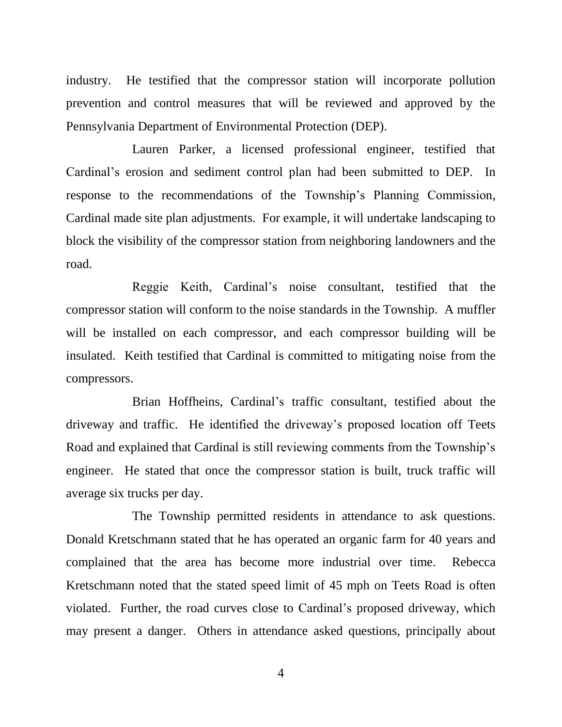industry. He testified that the compressor station will incorporate pollution prevention and control measures that will be reviewed and approved by the Pennsylvania Department of Environmental Protection (DEP).

Lauren Parker, a licensed professional engineer, testified that Cardinal's erosion and sediment control plan had been submitted to DEP. In response to the recommendations of the Township's Planning Commission, Cardinal made site plan adjustments. For example, it will undertake landscaping to block the visibility of the compressor station from neighboring landowners and the road.

Reggie Keith, Cardinal's noise consultant, testified that the compressor station will conform to the noise standards in the Township. A muffler will be installed on each compressor, and each compressor building will be insulated. Keith testified that Cardinal is committed to mitigating noise from the compressors.

Brian Hoffheins, Cardinal's traffic consultant, testified about the driveway and traffic. He identified the driveway's proposed location off Teets Road and explained that Cardinal is still reviewing comments from the Township's engineer. He stated that once the compressor station is built, truck traffic will average six trucks per day.

The Township permitted residents in attendance to ask questions. Donald Kretschmann stated that he has operated an organic farm for 40 years and complained that the area has become more industrial over time. Rebecca Kretschmann noted that the stated speed limit of 45 mph on Teets Road is often violated. Further, the road curves close to Cardinal's proposed driveway, which may present a danger. Others in attendance asked questions, principally about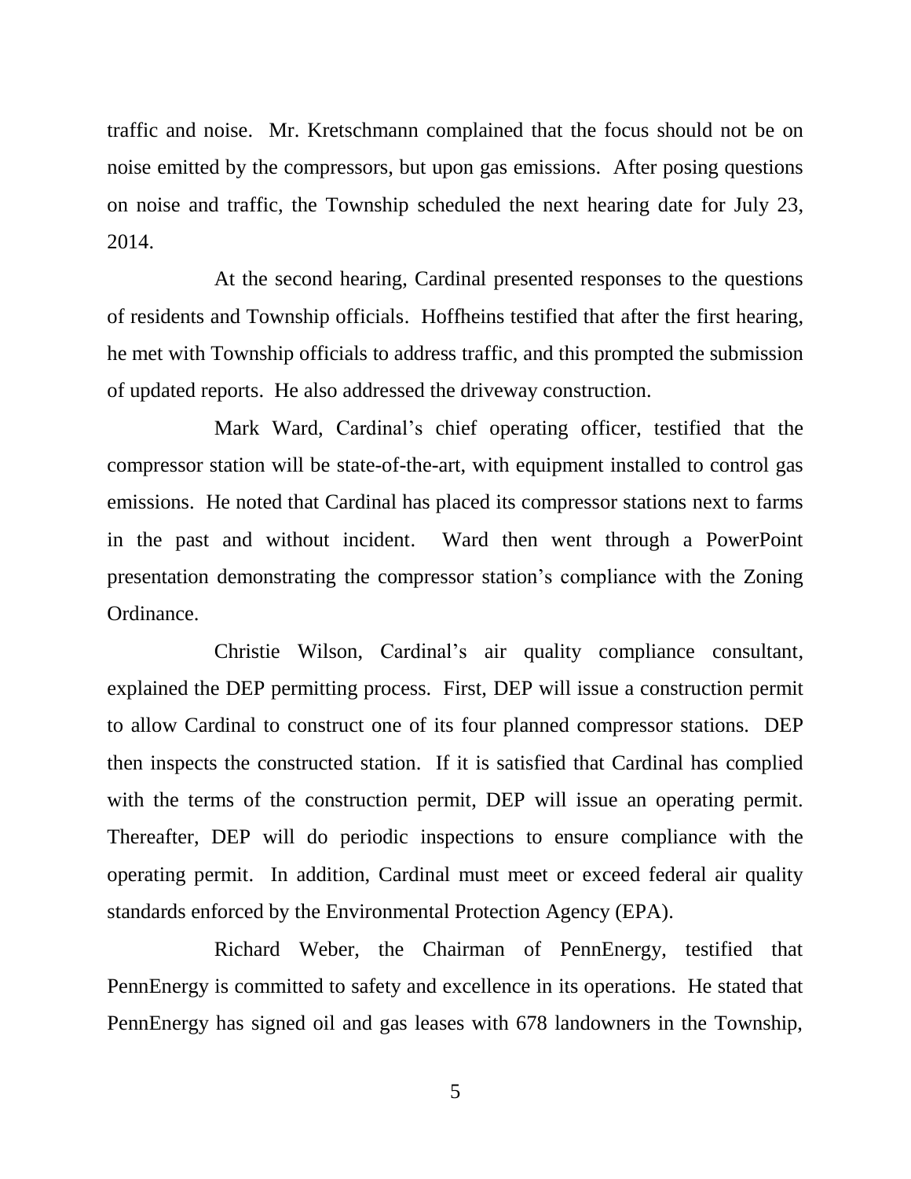traffic and noise. Mr. Kretschmann complained that the focus should not be on noise emitted by the compressors, but upon gas emissions. After posing questions on noise and traffic, the Township scheduled the next hearing date for July 23, 2014.

At the second hearing, Cardinal presented responses to the questions of residents and Township officials. Hoffheins testified that after the first hearing, he met with Township officials to address traffic, and this prompted the submission of updated reports. He also addressed the driveway construction.

Mark Ward, Cardinal's chief operating officer, testified that the compressor station will be state-of-the-art, with equipment installed to control gas emissions. He noted that Cardinal has placed its compressor stations next to farms in the past and without incident. Ward then went through a PowerPoint presentation demonstrating the compressor station's compliance with the Zoning Ordinance.

Christie Wilson, Cardinal's air quality compliance consultant, explained the DEP permitting process. First, DEP will issue a construction permit to allow Cardinal to construct one of its four planned compressor stations. DEP then inspects the constructed station. If it is satisfied that Cardinal has complied with the terms of the construction permit, DEP will issue an operating permit. Thereafter, DEP will do periodic inspections to ensure compliance with the operating permit. In addition, Cardinal must meet or exceed federal air quality standards enforced by the Environmental Protection Agency (EPA).

Richard Weber, the Chairman of PennEnergy, testified that PennEnergy is committed to safety and excellence in its operations. He stated that PennEnergy has signed oil and gas leases with 678 landowners in the Township,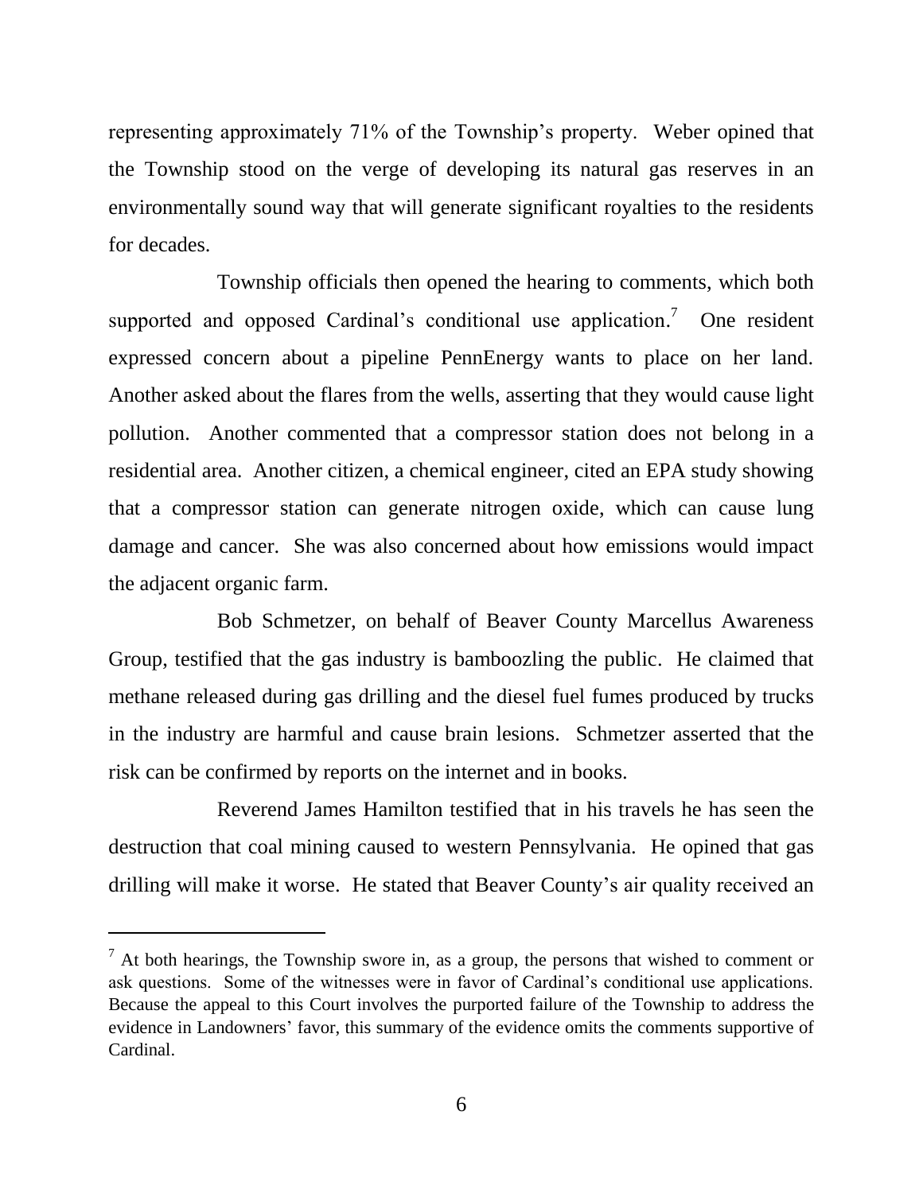representing approximately 71% of the Township's property. Weber opined that the Township stood on the verge of developing its natural gas reserves in an environmentally sound way that will generate significant royalties to the residents for decades.

Township officials then opened the hearing to comments, which both supported and opposed Cardinal's conditional use application.[7] One resident expressed concern about a pipeline PennEnergy wants to place on her land. Another asked about the flares from the wells, asserting that they would cause light pollution. Another commented that a compressor station does not belong in a residential area. Another citizen, a chemical engineer, cited an EPA study showing that a compressor station can generate nitrogen oxide, which can cause lung damage and cancer. She was also concerned about how emissions would impact the adjacent organic farm.

Bob Schmetzer, on behalf of Beaver County Marcellus Awareness Group, testified that the gas industry is bamboozling the public. He claimed that methane released during gas drilling and the diesel fuel fumes produced by trucks in the industry are harmful and cause brain lesions. Schmetzer asserted that the risk can be confirmed by reports on the internet and in books.

Reverend James Hamilton testified that in his travels he has seen the destruction that coal mining caused to western Pennsylvania. He opined that gas drilling will make it worse. He stated that Beaver County's air quality received an

---

[7] At both hearings, the Township swore in, as a group, the persons that wished to comment or ask questions. Some of the witnesses were in favor of Cardinal's conditional use applications. Because the appeal to this Court involves the purported failure of the Township to address the evidence in Landowners' favor, this summary of the evidence omits the comments supportive of Cardinal.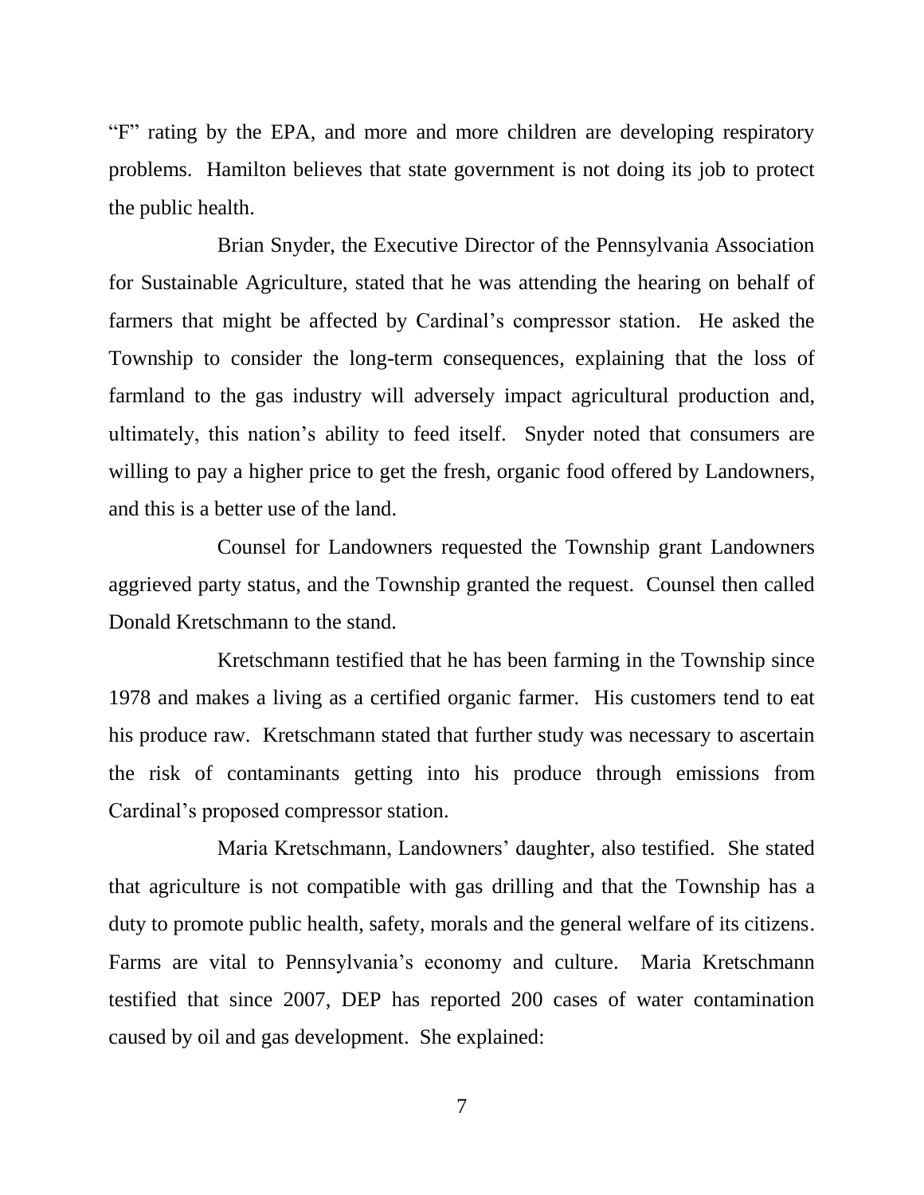"F" rating by the EPA, and more and more children are developing respiratory problems. Hamilton believes that state government is not doing its job to protect the public health.

Brian Snyder, the Executive Director of the Pennsylvania Association for Sustainable Agriculture, stated that he was attending the hearing on behalf of farmers that might be affected by Cardinal's compressor station. He asked the Township to consider the long-term consequences, explaining that the loss of farmland to the gas industry will adversely impact agricultural production and, ultimately, this nation's ability to feed itself. Snyder noted that consumers are willing to pay a higher price to get the fresh, organic food offered by Landowners, and this is a better use of the land.

Counsel for Landowners requested the Township grant Landowners aggrieved party status, and the Township granted the request. Counsel then called Donald Kretschmann to the stand.

Kretschmann testified that he has been farming in the Township since 1978 and makes a living as a certified organic farmer. His customers tend to eat his produce raw. Kretschmann stated that further study was necessary to ascertain the risk of contaminants getting into his produce through emissions from Cardinal's proposed compressor station.

Maria Kretschmann, Landowners' daughter, also testified. She stated that agriculture is not compatible with gas drilling and that the Township has a duty to promote public health, safety, morals and the general welfare of its citizens. Farms are vital to Pennsylvania's economy and culture. Maria Kretschmann testified that since 2007, DEP has reported 200 cases of water contamination caused by oil and gas development. She explained: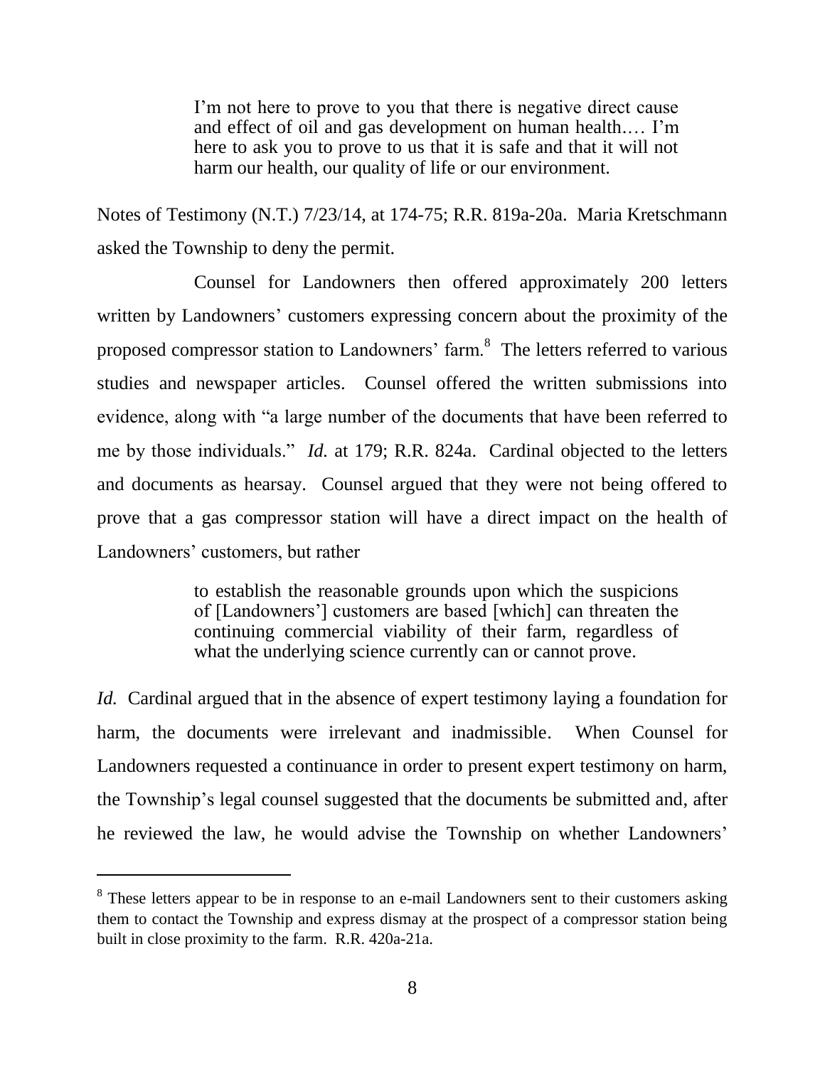> I'm not here to prove to you that there is negative direct cause and effect of oil and gas development on human health.… I'm here to ask you to prove to us that it is safe and that it will not harm our health, our quality of life or our environment.

Notes of Testimony (N.T.) 7/23/14, at 174-75; R.R. 819a-20a. Maria Kretschmann asked the Township to deny the permit.

Counsel for Landowners then offered approximately 200 letters written by Landowners' customers expressing concern about the proximity of the proposed compressor station to Landowners' farm.[8] The letters referred to various studies and newspaper articles. Counsel offered the written submissions into evidence, along with "a large number of the documents that have been referred to me by those individuals." *Id.* at 179; R.R. 824a. Cardinal objected to the letters and documents as hearsay. Counsel argued that they were not being offered to prove that a gas compressor station will have a direct impact on the health of Landowners' customers, but rather

> to establish the reasonable grounds upon which the suspicions of [Landowners'] customers are based [which] can threaten the continuing commercial viability of their farm, regardless of what the underlying science currently can or cannot prove.

*Id.* Cardinal argued that in the absence of expert testimony laying a foundation for harm, the documents were irrelevant and inadmissible. When Counsel for Landowners requested a continuance in order to present expert testimony on harm, the Township's legal counsel suggested that the documents be submitted and, after he reviewed the law, he would advise the Township on whether Landowners'

---

[8] These letters appear to be in response to an e-mail Landowners sent to their customers asking them to contact the Township and express dismay at the prospect of a compressor station being built in close proximity to the farm. R.R. 420a-21a.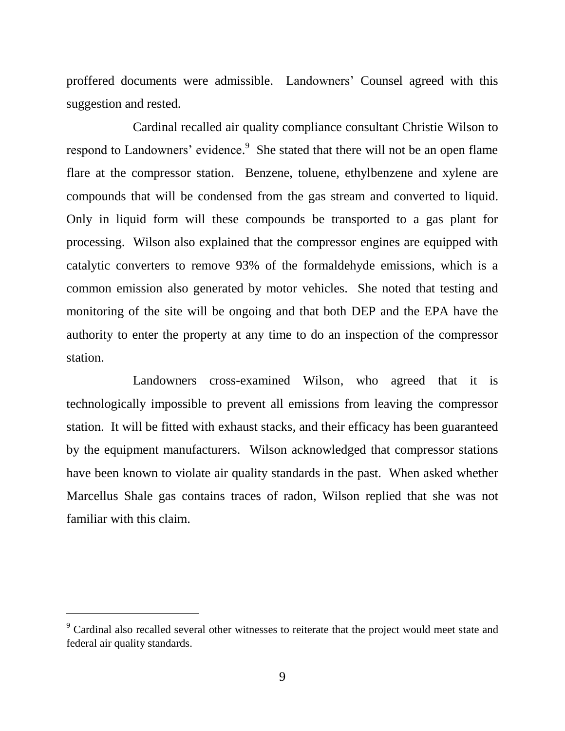proffered documents were admissible. Landowners' Counsel agreed with this suggestion and rested.

Cardinal recalled air quality compliance consultant Christie Wilson to respond to Landowners' evidence.[9] She stated that there will not be an open flame flare at the compressor station. Benzene, toluene, ethylbenzene and xylene are compounds that will be condensed from the gas stream and converted to liquid. Only in liquid form will these compounds be transported to a gas plant for processing. Wilson also explained that the compressor engines are equipped with catalytic converters to remove 93% of the formaldehyde emissions, which is a common emission also generated by motor vehicles. She noted that testing and monitoring of the site will be ongoing and that both DEP and the EPA have the authority to enter the property at any time to do an inspection of the compressor station.

Landowners cross-examined Wilson, who agreed that it is technologically impossible to prevent all emissions from leaving the compressor station. It will be fitted with exhaust stacks, and their efficacy has been guaranteed by the equipment manufacturers. Wilson acknowledged that compressor stations have been known to violate air quality standards in the past. When asked whether Marcellus Shale gas contains traces of radon, Wilson replied that she was not familiar with this claim.

---

[9] Cardinal also recalled several other witnesses to reiterate that the project would meet state and federal air quality standards.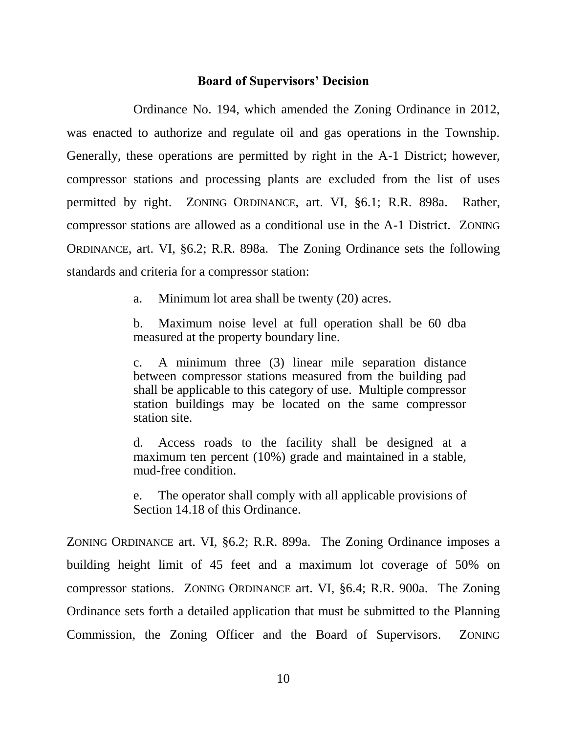**Board of Supervisors' Decision**

Ordinance No. 194, which amended the Zoning Ordinance in 2012, was enacted to authorize and regulate oil and gas operations in the Township. Generally, these operations are permitted by right in the A-1 District; however, compressor stations and processing plants are excluded from the list of uses permitted by right. ZONING ORDINANCE, art. VI, §6.1; R.R. 898a. Rather, compressor stations are allowed as a conditional use in the A-1 District. ZONING ORDINANCE, art. VI, §6.2; R.R. 898a. The Zoning Ordinance sets the following standards and criteria for a compressor station:

> a. Minimum lot area shall be twenty (20) acres.
>
> b. Maximum noise level at full operation shall be 60 dba measured at the property boundary line.
>
> c. A minimum three (3) linear mile separation distance between compressor stations measured from the building pad shall be applicable to this category of use. Multiple compressor station buildings may be located on the same compressor station site.
>
> d. Access roads to the facility shall be designed at a maximum ten percent (10%) grade and maintained in a stable, mud-free condition.
>
> e. The operator shall comply with all applicable provisions of Section 14.18 of this Ordinance.

ZONING ORDINANCE art. VI, §6.2; R.R. 899a. The Zoning Ordinance imposes a building height limit of 45 feet and a maximum lot coverage of 50% on compressor stations. ZONING ORDINANCE art. VI, §6.4; R.R. 900a. The Zoning Ordinance sets forth a detailed application that must be submitted to the Planning Commission, the Zoning Officer and the Board of Supervisors. ZONING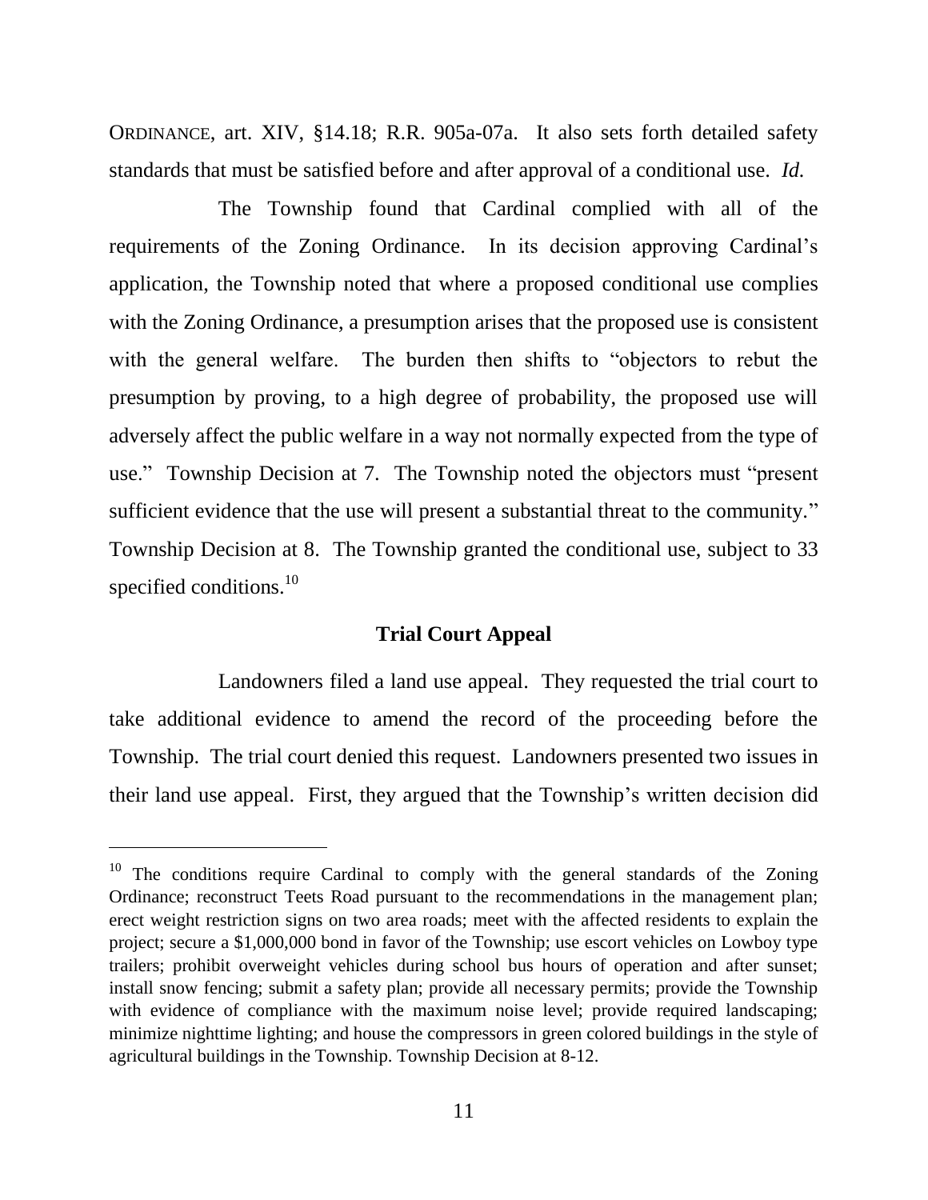ORDINANCE, art. XIV, §14.18; R.R. 905a-07a. It also sets forth detailed safety standards that must be satisfied before and after approval of a conditional use. *Id.*

The Township found that Cardinal complied with all of the requirements of the Zoning Ordinance. In its decision approving Cardinal's application, the Township noted that where a proposed conditional use complies with the Zoning Ordinance, a presumption arises that the proposed use is consistent with the general welfare. The burden then shifts to "objectors to rebut the presumption by proving, to a high degree of probability, the proposed use will adversely affect the public welfare in a way not normally expected from the type of use." Township Decision at 7. The Township noted the objectors must "present sufficient evidence that the use will present a substantial threat to the community." Township Decision at 8. The Township granted the conditional use, subject to 33 specified conditions.[10]

**Trial Court Appeal**

Landowners filed a land use appeal. They requested the trial court to take additional evidence to amend the record of the proceeding before the Township. The trial court denied this request. Landowners presented two issues in their land use appeal. First, they argued that the Township's written decision did

---

[10] The conditions require Cardinal to comply with the general standards of the Zoning Ordinance; reconstruct Teets Road pursuant to the recommendations in the management plan; erect weight restriction signs on two area roads; meet with the affected residents to explain the project; secure a $1,000,000 bond in favor of the Township; use escort vehicles on Lowboy type trailers; prohibit overweight vehicles during school bus hours of operation and after sunset; install snow fencing; submit a safety plan; provide all necessary permits; provide the Township with evidence of compliance with the maximum noise level; provide required landscaping; minimize nighttime lighting; and house the compressors in green colored buildings in the style of agricultural buildings in the Township. Township Decision at 8-12.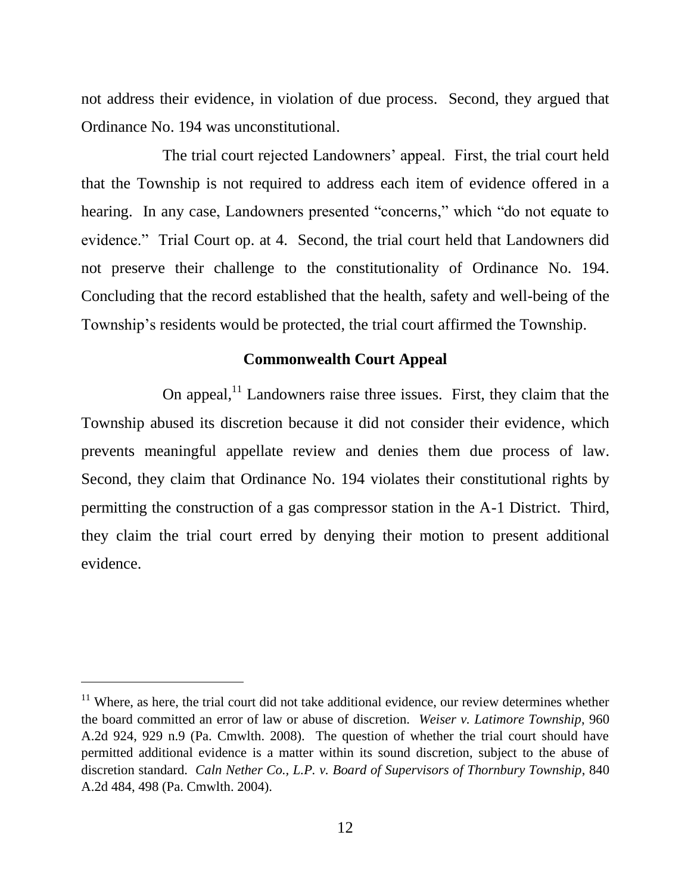not address their evidence, in violation of due process. Second, they argued that Ordinance No. 194 was unconstitutional.

The trial court rejected Landowners' appeal. First, the trial court held that the Township is not required to address each item of evidence offered in a hearing. In any case, Landowners presented "concerns," which "do not equate to evidence." Trial Court op. at 4. Second, the trial court held that Landowners did not preserve their challenge to the constitutionality of Ordinance No. 194. Concluding that the record established that the health, safety and well-being of the Township's residents would be protected, the trial court affirmed the Township.

**Commonwealth Court Appeal**

On appeal,[11] Landowners raise three issues. First, they claim that the Township abused its discretion because it did not consider their evidence, which prevents meaningful appellate review and denies them due process of law. Second, they claim that Ordinance No. 194 violates their constitutional rights by permitting the construction of a gas compressor station in the A-1 District. Third, they claim the trial court erred by denying their motion to present additional evidence.

---

[11] Where, as here, the trial court did not take additional evidence, our review determines whether the board committed an error of law or abuse of discretion. *Weiser v. Latimore Township*, 960 A.2d 924, 929 n.9 (Pa. Cmwlth. 2008). The question of whether the trial court should have permitted additional evidence is a matter within its sound discretion, subject to the abuse of discretion standard. *Caln Nether Co., L.P. v. Board of Supervisors of Thornbury Township*, 840 A.2d 484, 498 (Pa. Cmwlth. 2004).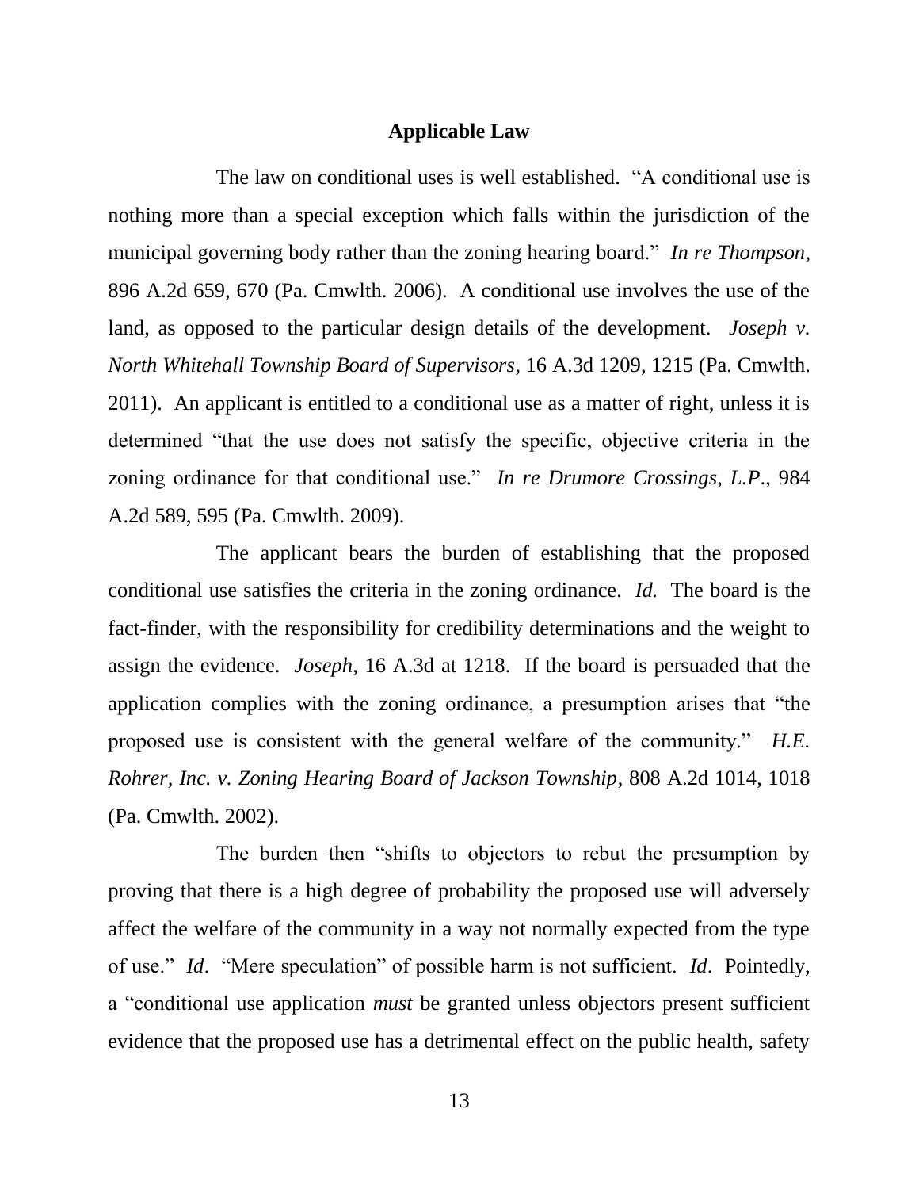## Applicable Law

The law on conditional uses is well established. "A conditional use is nothing more than a special exception which falls within the jurisdiction of the municipal governing body rather than the zoning hearing board." *In re Thompson*, 896 A.2d 659, 670 (Pa. Cmwlth. 2006). A conditional use involves the use of the land, as opposed to the particular design details of the development. *Joseph v. North Whitehall Township Board of Supervisors*, 16 A.3d 1209, 1215 (Pa. Cmwlth. 2011). An applicant is entitled to a conditional use as a matter of right, unless it is determined "that the use does not satisfy the specific, objective criteria in the zoning ordinance for that conditional use." *In re Drumore Crossings, L.P.*, 984 A.2d 589, 595 (Pa. Cmwlth. 2009).

The applicant bears the burden of establishing that the proposed conditional use satisfies the criteria in the zoning ordinance. *Id.* The board is the fact-finder, with the responsibility for credibility determinations and the weight to assign the evidence. *Joseph*, 16 A.3d at 1218. If the board is persuaded that the application complies with the zoning ordinance, a presumption arises that "the proposed use is consistent with the general welfare of the community." *H.E. Rohrer, Inc. v. Zoning Hearing Board of Jackson Township*, 808 A.2d 1014, 1018 (Pa. Cmwlth. 2002).

The burden then "shifts to objectors to rebut the presumption by proving that there is a high degree of probability the proposed use will adversely affect the welfare of the community in a way not normally expected from the type of use." *Id*. "Mere speculation" of possible harm is not sufficient. *Id*. Pointedly, a "conditional use application *must* be granted unless objectors present sufficient evidence that the proposed use has a detrimental effect on the public health, safety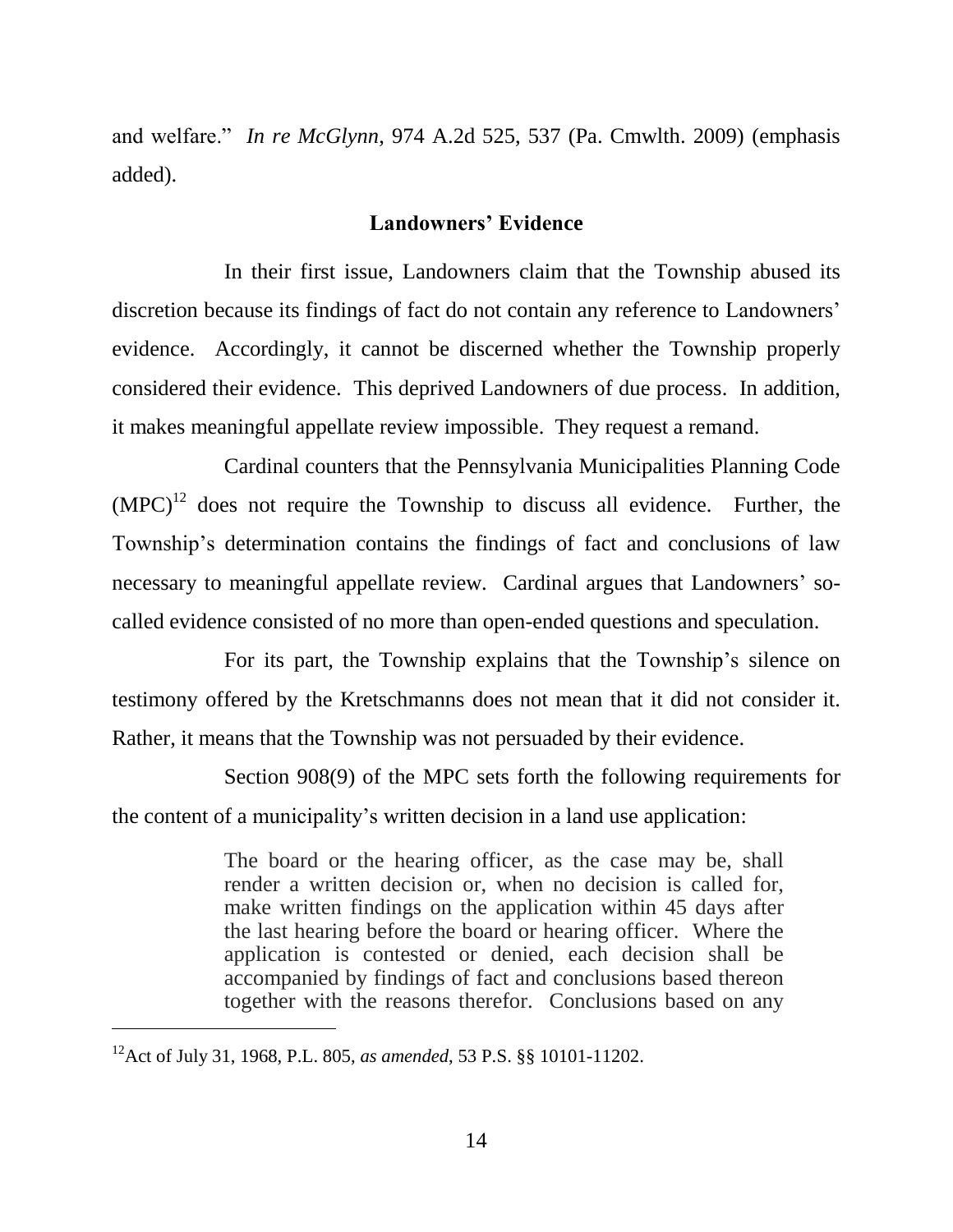and welfare." *In re McGlynn*, 974 A.2d 525, 537 (Pa. Cmwlth. 2009) (emphasis added).

**Landowners' Evidence**

In their first issue, Landowners claim that the Township abused its discretion because its findings of fact do not contain any reference to Landowners' evidence. Accordingly, it cannot be discerned whether the Township properly considered their evidence. This deprived Landowners of due process. In addition, it makes meaningful appellate review impossible. They request a remand.

Cardinal counters that the Pennsylvania Municipalities Planning Code (MPC)[12] does not require the Township to discuss all evidence. Further, the Township's determination contains the findings of fact and conclusions of law necessary to meaningful appellate review. Cardinal argues that Landowners' so-called evidence consisted of no more than open-ended questions and speculation.

For its part, the Township explains that the Township's silence on testimony offered by the Kretschmanns does not mean that it did not consider it. Rather, it means that the Township was not persuaded by their evidence.

Section 908(9) of the MPC sets forth the following requirements for the content of a municipality's written decision in a land use application:

> The board or the hearing officer, as the case may be, shall render a written decision or, when no decision is called for, make written findings on the application within 45 days after the last hearing before the board or hearing officer. Where the application is contested or denied, each decision shall be accompanied by findings of fact and conclusions based thereon together with the reasons therefor. Conclusions based on any

[12] Act of July 31, 1968, P.L. 805, *as amended*, 53 P.S. §§ 10101-11202.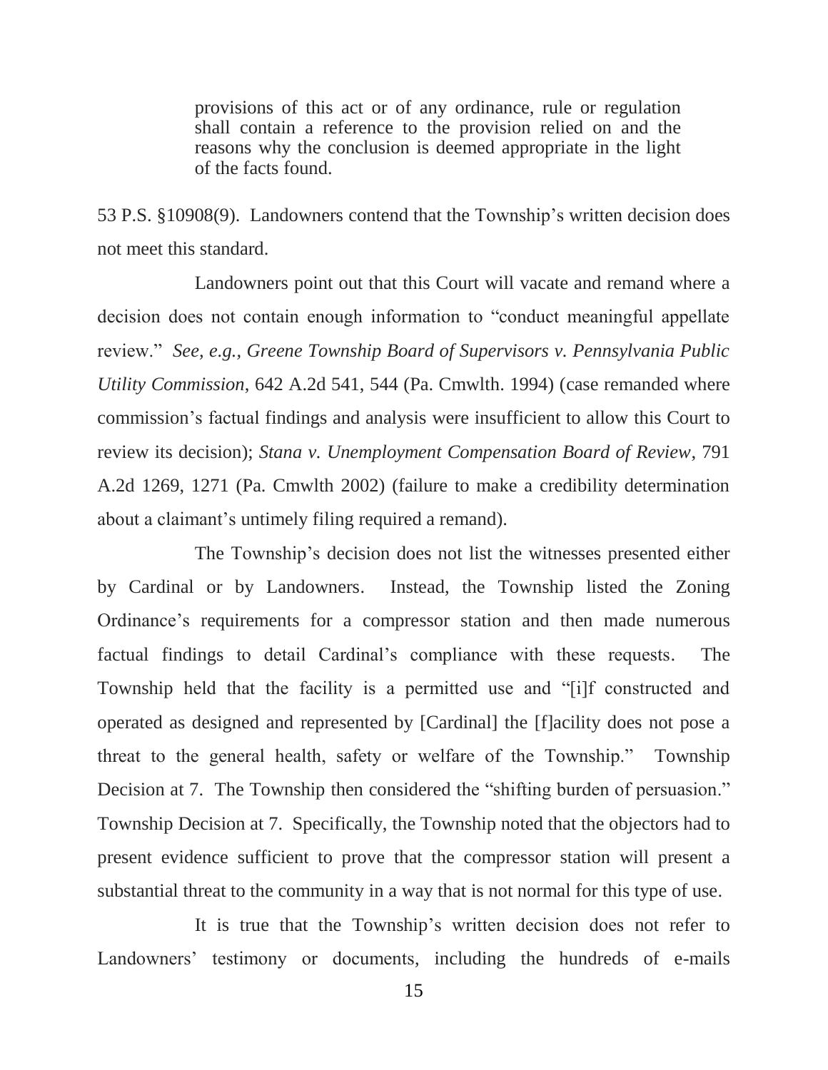> provisions of this act or of any ordinance, rule or regulation shall contain a reference to the provision relied on and the reasons why the conclusion is deemed appropriate in the light of the facts found.

53 P.S. §10908(9). Landowners contend that the Township's written decision does not meet this standard.

Landowners point out that this Court will vacate and remand where a decision does not contain enough information to "conduct meaningful appellate review." *See, e.g., Greene Township Board of Supervisors v. Pennsylvania Public Utility Commission*, 642 A.2d 541, 544 (Pa. Cmwlth. 1994) (case remanded where commission's factual findings and analysis were insufficient to allow this Court to review its decision); *Stana v. Unemployment Compensation Board of Review*, 791 A.2d 1269, 1271 (Pa. Cmwlth 2002) (failure to make a credibility determination about a claimant's untimely filing required a remand).

The Township's decision does not list the witnesses presented either by Cardinal or by Landowners. Instead, the Township listed the Zoning Ordinance's requirements for a compressor station and then made numerous factual findings to detail Cardinal's compliance with these requests. The Township held that the facility is a permitted use and "[i]f constructed and operated as designed and represented by [Cardinal] the [f]acility does not pose a threat to the general health, safety or welfare of the Township." Township Decision at 7. The Township then considered the "shifting burden of persuasion." Township Decision at 7. Specifically, the Township noted that the objectors had to present evidence sufficient to prove that the compressor station will present a substantial threat to the community in a way that is not normal for this type of use.

It is true that the Township's written decision does not refer to Landowners' testimony or documents, including the hundreds of e-mails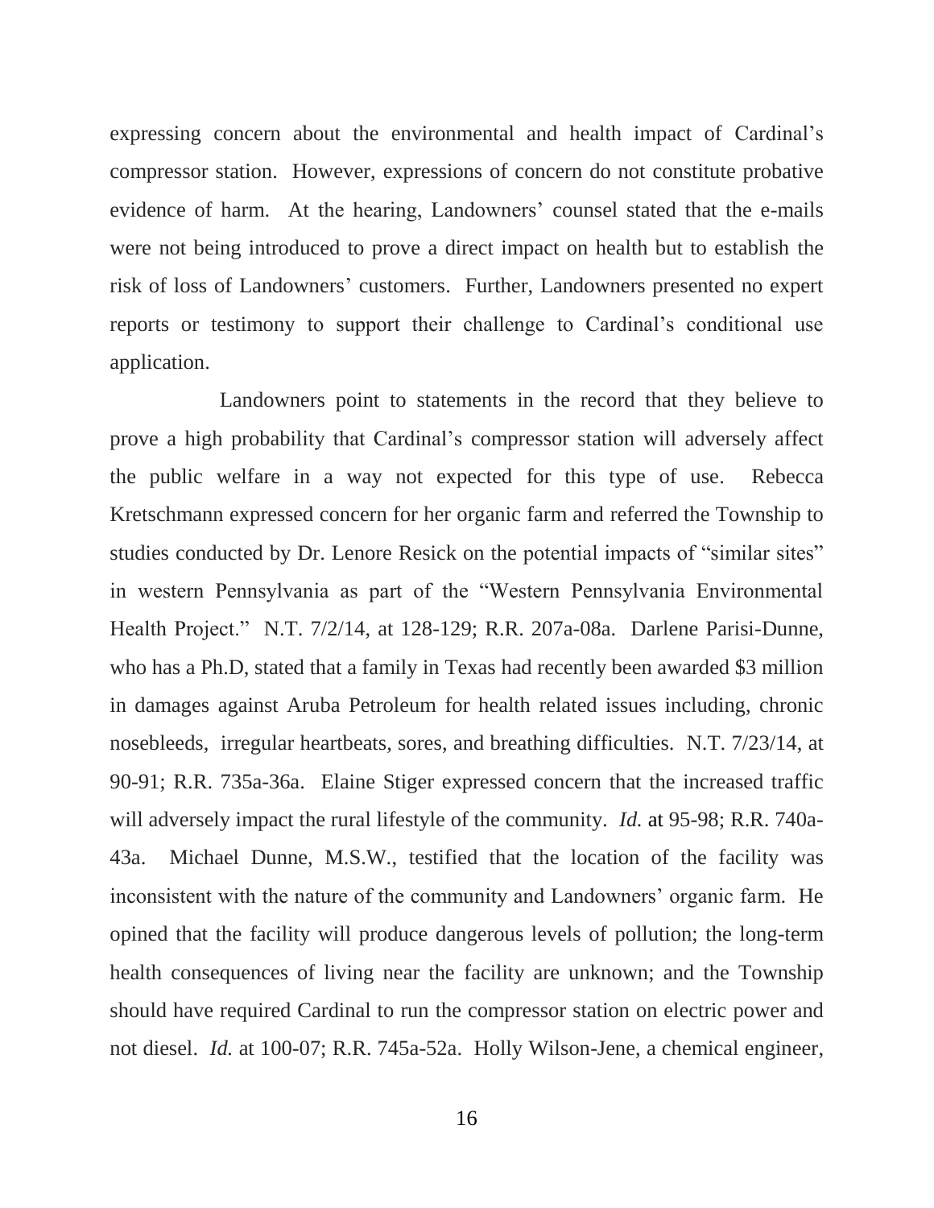expressing concern about the environmental and health impact of Cardinal's compressor station. However, expressions of concern do not constitute probative evidence of harm. At the hearing, Landowners' counsel stated that the e-mails were not being introduced to prove a direct impact on health but to establish the risk of loss of Landowners' customers. Further, Landowners presented no expert reports or testimony to support their challenge to Cardinal's conditional use application.

Landowners point to statements in the record that they believe to prove a high probability that Cardinal's compressor station will adversely affect the public welfare in a way not expected for this type of use. Rebecca Kretschmann expressed concern for her organic farm and referred the Township to studies conducted by Dr. Lenore Resick on the potential impacts of "similar sites" in western Pennsylvania as part of the "Western Pennsylvania Environmental Health Project." N.T. 7/2/14, at 128-129; R.R. 207a-08a. Darlene Parisi-Dunne, who has a Ph.D, stated that a family in Texas had recently been awarded \$3 million in damages against Aruba Petroleum for health related issues including, chronic nosebleeds, irregular heartbeats, sores, and breathing difficulties. N.T. 7/23/14, at 90-91; R.R. 735a-36a. Elaine Stiger expressed concern that the increased traffic will adversely impact the rural lifestyle of the community. *Id.* at 95-98; R.R. 740a-43a. Michael Dunne, M.S.W., testified that the location of the facility was inconsistent with the nature of the community and Landowners' organic farm. He opined that the facility will produce dangerous levels of pollution; the long-term health consequences of living near the facility are unknown; and the Township should have required Cardinal to run the compressor station on electric power and not diesel. *Id.* at 100-07; R.R. 745a-52a. Holly Wilson-Jene, a chemical engineer,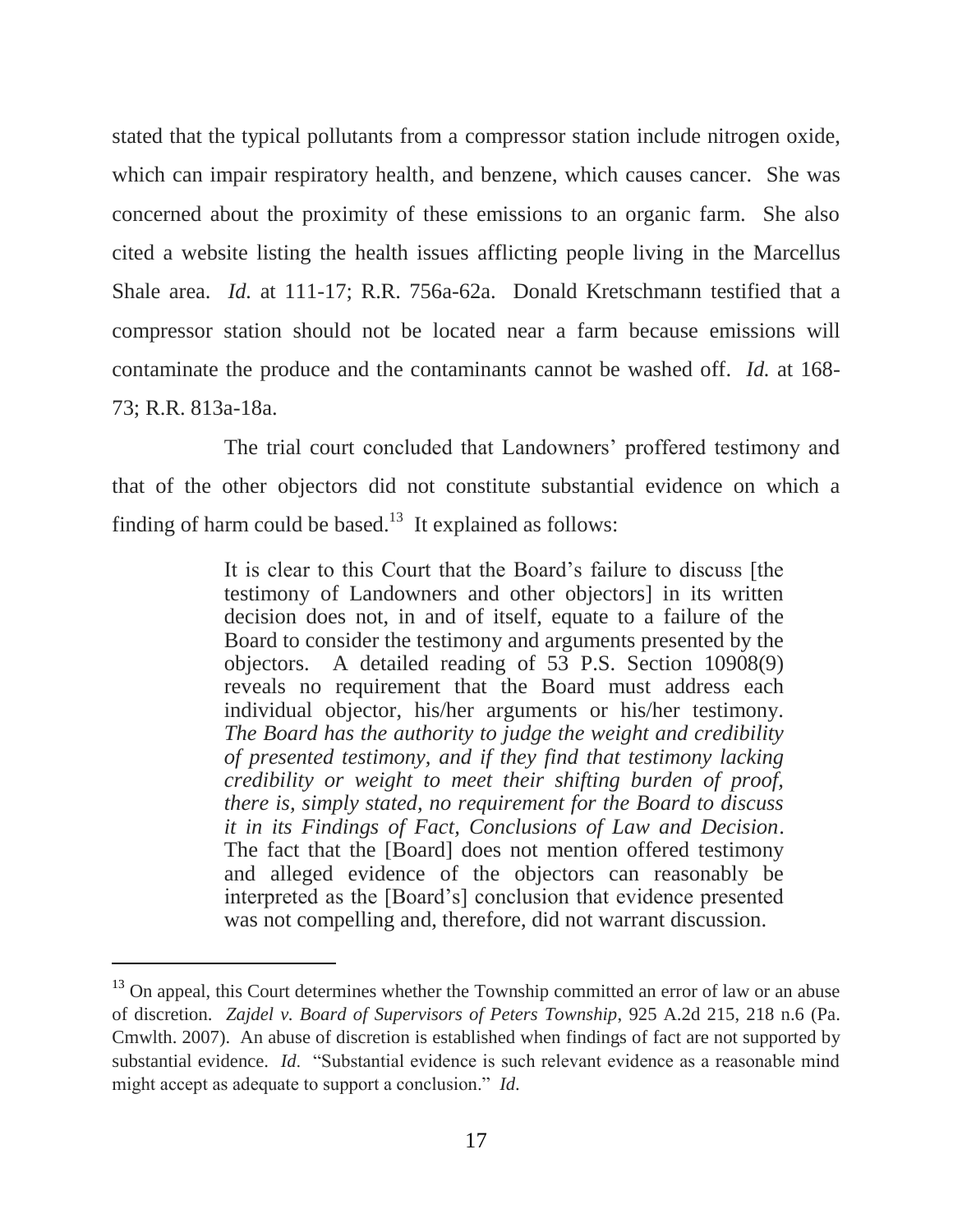stated that the typical pollutants from a compressor station include nitrogen oxide, which can impair respiratory health, and benzene, which causes cancer. She was concerned about the proximity of these emissions to an organic farm. She also cited a website listing the health issues afflicting people living in the Marcellus Shale area. *Id.* at 111-17; R.R. 756a-62a. Donald Kretschmann testified that a compressor station should not be located near a farm because emissions will contaminate the produce and the contaminants cannot be washed off. *Id.* at 168-73; R.R. 813a-18a.

The trial court concluded that Landowners' proffered testimony and that of the other objectors did not constitute substantial evidence on which a finding of harm could be based.[13] It explained as follows:

> It is clear to this Court that the Board's failure to discuss [the testimony of Landowners and other objectors] in its written decision does not, in and of itself, equate to a failure of the Board to consider the testimony and arguments presented by the objectors. A detailed reading of 53 P.S. Section 10908(9) reveals no requirement that the Board must address each individual objector, his/her arguments or his/her testimony. *The Board has the authority to judge the weight and credibility of presented testimony, and if they find that testimony lacking credibility or weight to meet their shifting burden of proof, there is, simply stated, no requirement for the Board to discuss it in its Findings of Fact, Conclusions of Law and Decision*. The fact that the [Board] does not mention offered testimony and alleged evidence of the objectors can reasonably be interpreted as the [Board's] conclusion that evidence presented was not compelling and, therefore, did not warrant discussion.

---

[13] On appeal, this Court determines whether the Township committed an error of law or an abuse of discretion. *Zajdel v. Board of Supervisors of Peters Township*, 925 A.2d 215, 218 n.6 (Pa. Cmwlth. 2007). An abuse of discretion is established when findings of fact are not supported by substantial evidence. *Id.* "Substantial evidence is such relevant evidence as a reasonable mind might accept as adequate to support a conclusion." *Id.*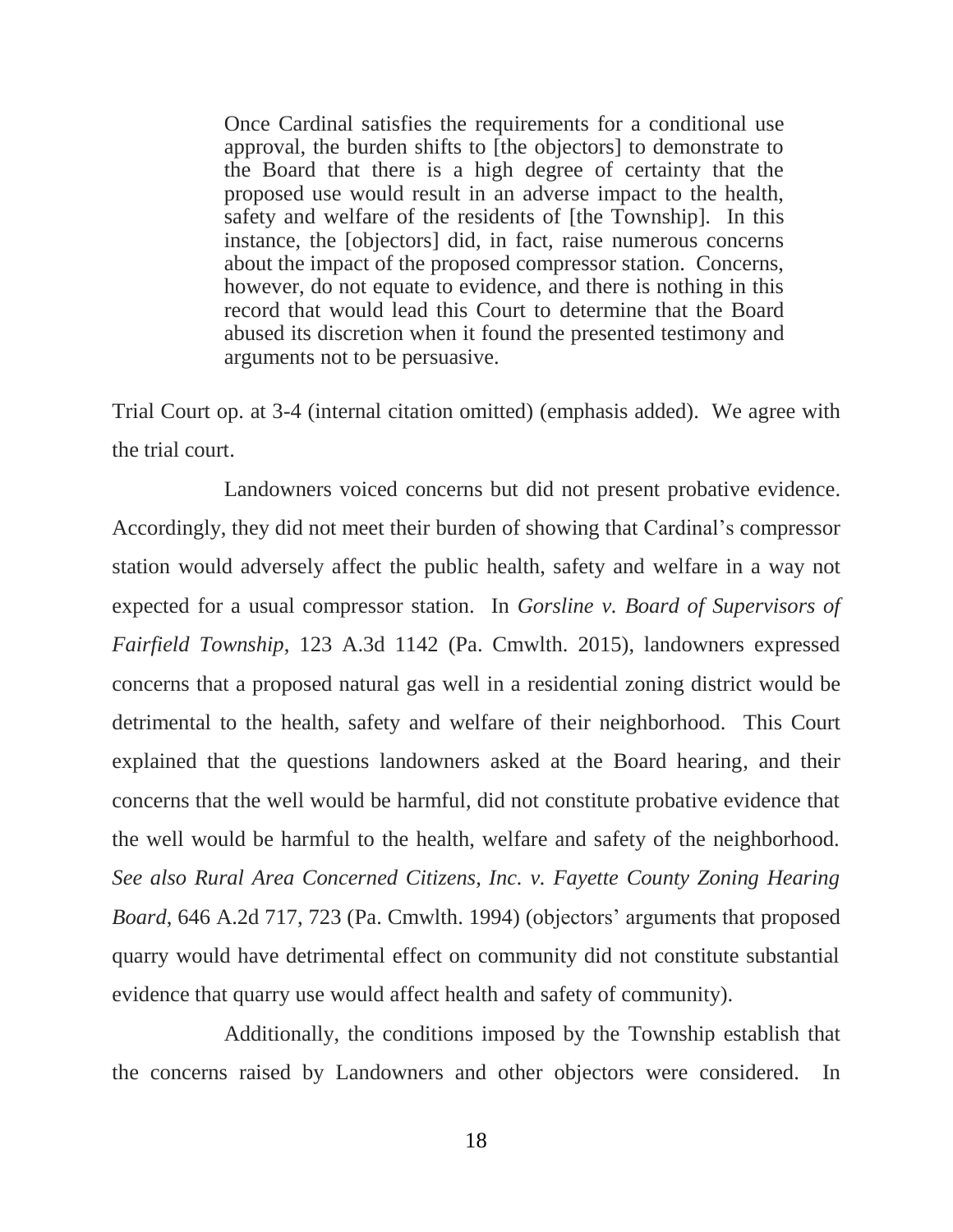> Once Cardinal satisfies the requirements for a conditional use approval, the burden shifts to [the objectors] to demonstrate to the Board that there is a high degree of certainty that the proposed use would result in an adverse impact to the health, safety and welfare of the residents of [the Township]. In this instance, the [objectors] did, in fact, raise numerous concerns about the impact of the proposed compressor station. Concerns, however, do not equate to evidence, and there is nothing in this record that would lead this Court to determine that the Board abused its discretion when it found the presented testimony and arguments not to be persuasive.

Trial Court op. at 3-4 (internal citation omitted) (emphasis added). We agree with the trial court.

Landowners voiced concerns but did not present probative evidence. Accordingly, they did not meet their burden of showing that Cardinal's compressor station would adversely affect the public health, safety and welfare in a way not expected for a usual compressor station. In *Gorsline v. Board of Supervisors of Fairfield Township*, 123 A.3d 1142 (Pa. Cmwlth. 2015), landowners expressed concerns that a proposed natural gas well in a residential zoning district would be detrimental to the health, safety and welfare of their neighborhood. This Court explained that the questions landowners asked at the Board hearing, and their concerns that the well would be harmful, did not constitute probative evidence that the well would be harmful to the health, welfare and safety of the neighborhood. *See also Rural Area Concerned Citizens, Inc. v. Fayette County Zoning Hearing Board*, 646 A.2d 717, 723 (Pa. Cmwlth. 1994) (objectors' arguments that proposed quarry would have detrimental effect on community did not constitute substantial evidence that quarry use would affect health and safety of community).

Additionally, the conditions imposed by the Township establish that the concerns raised by Landowners and other objectors were considered. In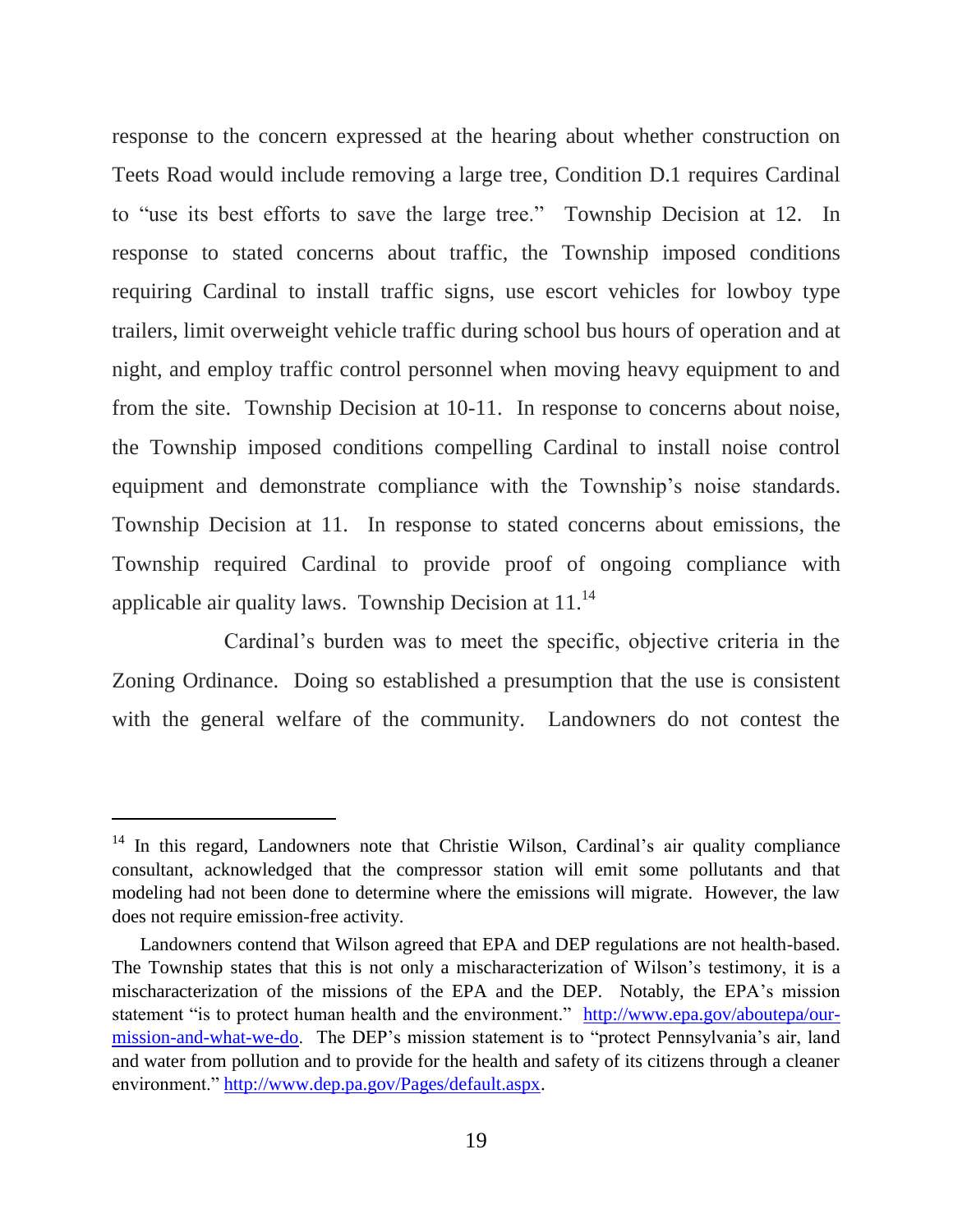response to the concern expressed at the hearing about whether construction on Teets Road would include removing a large tree, Condition D.1 requires Cardinal to "use its best efforts to save the large tree." Township Decision at 12. In response to stated concerns about traffic, the Township imposed conditions requiring Cardinal to install traffic signs, use escort vehicles for lowboy type trailers, limit overweight vehicle traffic during school bus hours of operation and at night, and employ traffic control personnel when moving heavy equipment to and from the site. Township Decision at 10-11. In response to concerns about noise, the Township imposed conditions compelling Cardinal to install noise control equipment and demonstrate compliance with the Township's noise standards. Township Decision at 11. In response to stated concerns about emissions, the Township required Cardinal to provide proof of ongoing compliance with applicable air quality laws. Township Decision at 11.[14]

Cardinal's burden was to meet the specific, objective criteria in the Zoning Ordinance. Doing so established a presumption that the use is consistent with the general welfare of the community. Landowners do not contest the

---

[14] In this regard, Landowners note that Christie Wilson, Cardinal's air quality compliance consultant, acknowledged that the compressor station will emit some pollutants and that modeling had not been done to determine where the emissions will migrate. However, the law does not require emission-free activity.

Landowners contend that Wilson agreed that EPA and DEP regulations are not health-based. The Township states that this is not only a mischaracterization of Wilson's testimony, it is a mischaracterization of the missions of the EPA and the DEP. Notably, the EPA's mission statement "is to protect human health and the environment." http://www.epa.gov/aboutepa/our-mission-and-what-we-do. The DEP's mission statement is to "protect Pennsylvania's air, land and water from pollution and to provide for the health and safety of its citizens through a cleaner environment." http://www.dep.pa.gov/Pages/default.aspx.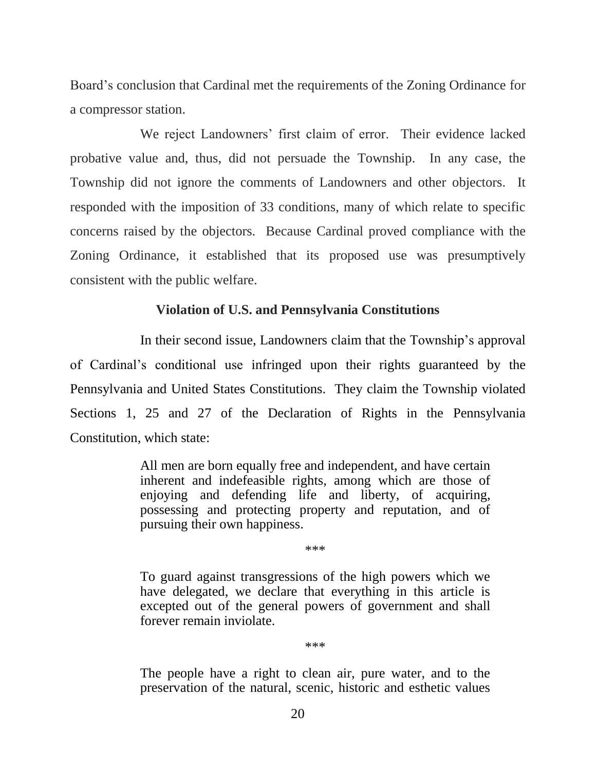Board's conclusion that Cardinal met the requirements of the Zoning Ordinance for a compressor station.

We reject Landowners' first claim of error. Their evidence lacked probative value and, thus, did not persuade the Township. In any case, the Township did not ignore the comments of Landowners and other objectors. It responded with the imposition of 33 conditions, many of which relate to specific concerns raised by the objectors. Because Cardinal proved compliance with the Zoning Ordinance, it established that its proposed use was presumptively consistent with the public welfare.

**Violation of U.S. and Pennsylvania Constitutions**

In their second issue, Landowners claim that the Township's approval of Cardinal's conditional use infringed upon their rights guaranteed by the Pennsylvania and United States Constitutions. They claim the Township violated Sections 1, 25 and 27 of the Declaration of Rights in the Pennsylvania Constitution, which state:

> All men are born equally free and independent, and have certain inherent and indefeasible rights, among which are those of enjoying and defending life and liberty, of acquiring, possessing and protecting property and reputation, and of pursuing their own happiness.
>
> \*\*\*
>
> To guard against transgressions of the high powers which we have delegated, we declare that everything in this article is excepted out of the general powers of government and shall forever remain inviolate.
>
> \*\*\*
>
> The people have a right to clean air, pure water, and to the preservation of the natural, scenic, historic and esthetic values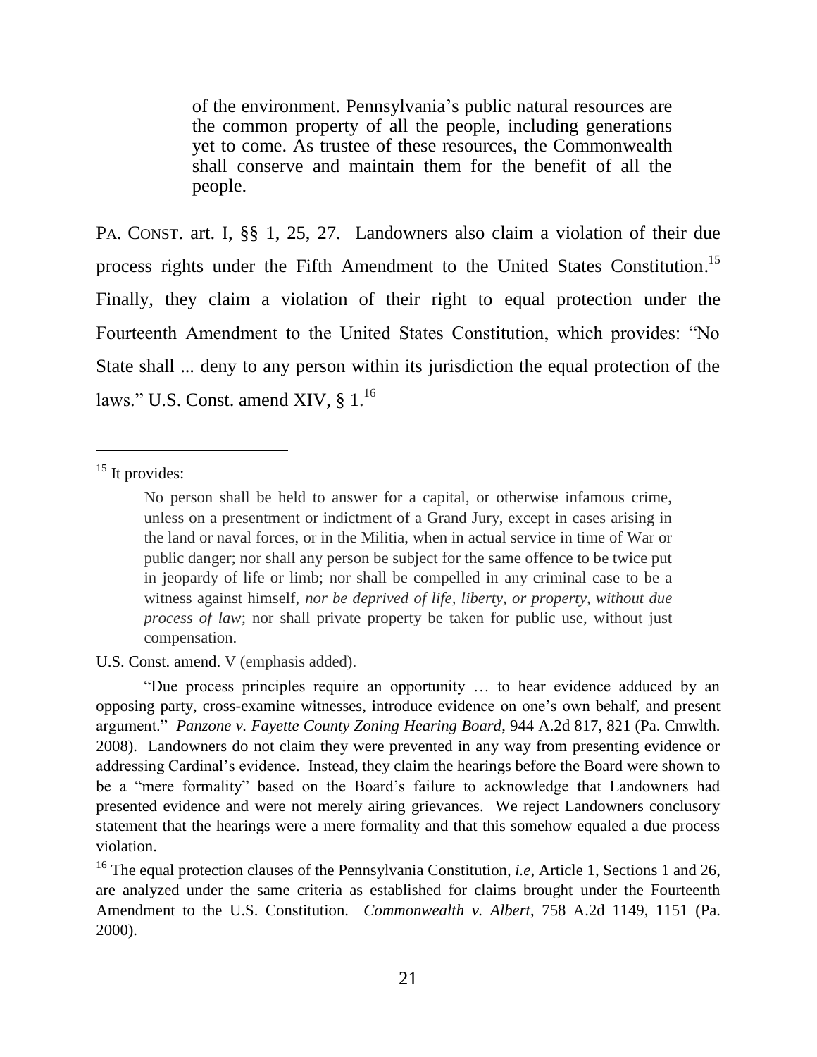> of the environment. Pennsylvania's public natural resources are the common property of all the people, including generations yet to come. As trustee of these resources, the Commonwealth shall conserve and maintain them for the benefit of all the people.

PA. CONST. art. I, §§ 1, 25, 27. Landowners also claim a violation of their due process rights under the Fifth Amendment to the United States Constitution.[15] Finally, they claim a violation of their right to equal protection under the Fourteenth Amendment to the United States Constitution, which provides: "No State shall ... deny to any person within its jurisdiction the equal protection of the laws." U.S. Const. amend XIV, § 1.[16]

---

[15] It provides:

> No person shall be held to answer for a capital, or otherwise infamous crime, unless on a presentment or indictment of a Grand Jury, except in cases arising in the land or naval forces, or in the Militia, when in actual service in time of War or public danger; nor shall any person be subject for the same offence to be twice put in jeopardy of life or limb; nor shall be compelled in any criminal case to be a witness against himself, *nor be deprived of life, liberty, or property, without due process of law*; nor shall private property be taken for public use, without just compensation.

U.S. Const. amend. V (emphasis added).

"Due process principles require an opportunity … to hear evidence adduced by an opposing party, cross-examine witnesses, introduce evidence on one's own behalf, and present argument." *Panzone v. Fayette County Zoning Hearing Board*, 944 A.2d 817, 821 (Pa. Cmwlth. 2008). Landowners do not claim they were prevented in any way from presenting evidence or addressing Cardinal's evidence. Instead, they claim the hearings before the Board were shown to be a "mere formality" based on the Board's failure to acknowledge that Landowners had presented evidence and were not merely airing grievances. We reject Landowners conclusory statement that the hearings were a mere formality and that this somehow equaled a due process violation.

[16] The equal protection clauses of the Pennsylvania Constitution, *i.e*, Article 1, Sections 1 and 26, are analyzed under the same criteria as established for claims brought under the Fourteenth Amendment to the U.S. Constitution. *Commonwealth v. Albert*, 758 A.2d 1149, 1151 (Pa. 2000).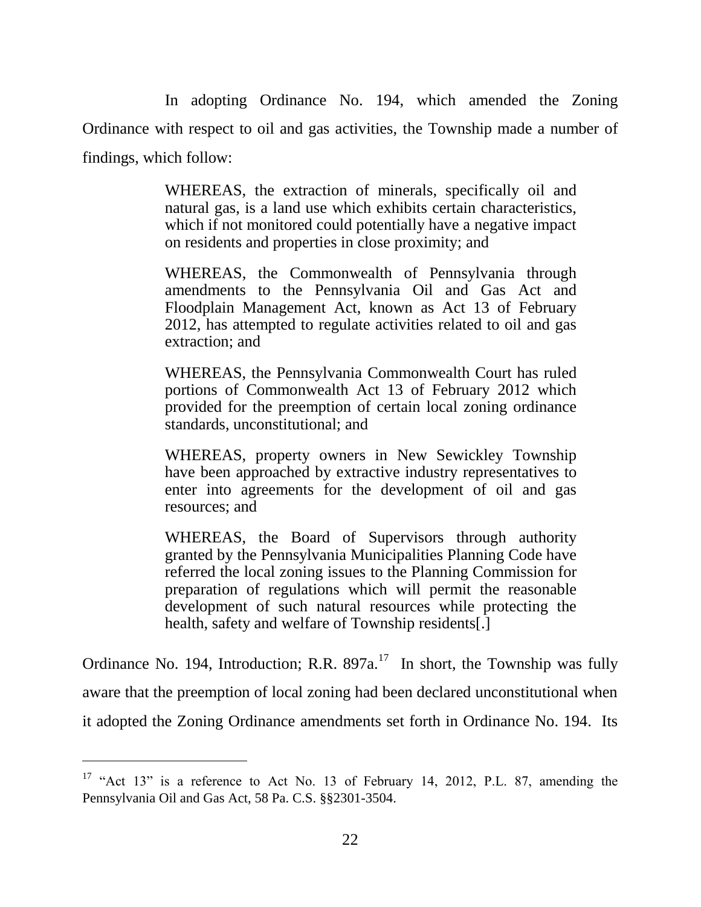In adopting Ordinance No. 194, which amended the Zoning Ordinance with respect to oil and gas activities, the Township made a number of findings, which follow:

> WHEREAS, the extraction of minerals, specifically oil and natural gas, is a land use which exhibits certain characteristics, which if not monitored could potentially have a negative impact on residents and properties in close proximity; and
>
> WHEREAS, the Commonwealth of Pennsylvania through amendments to the Pennsylvania Oil and Gas Act and Floodplain Management Act, known as Act 13 of February 2012, has attempted to regulate activities related to oil and gas extraction; and
>
> WHEREAS, the Pennsylvania Commonwealth Court has ruled portions of Commonwealth Act 13 of February 2012 which provided for the preemption of certain local zoning ordinance standards, unconstitutional; and
>
> WHEREAS, property owners in New Sewickley Township have been approached by extractive industry representatives to enter into agreements for the development of oil and gas resources; and
>
> WHEREAS, the Board of Supervisors through authority granted by the Pennsylvania Municipalities Planning Code have referred the local zoning issues to the Planning Commission for preparation of regulations which will permit the reasonable development of such natural resources while protecting the health, safety and welfare of Township residents[.]

Ordinance No. 194, Introduction; R.R. 897a.[17] In short, the Township was fully aware that the preemption of local zoning had been declared unconstitutional when it adopted the Zoning Ordinance amendments set forth in Ordinance No. 194. Its

---

[17] "Act 13" is a reference to Act No. 13 of February 14, 2012, P.L. 87, amending the Pennsylvania Oil and Gas Act, 58 Pa. C.S. §§2301-3504.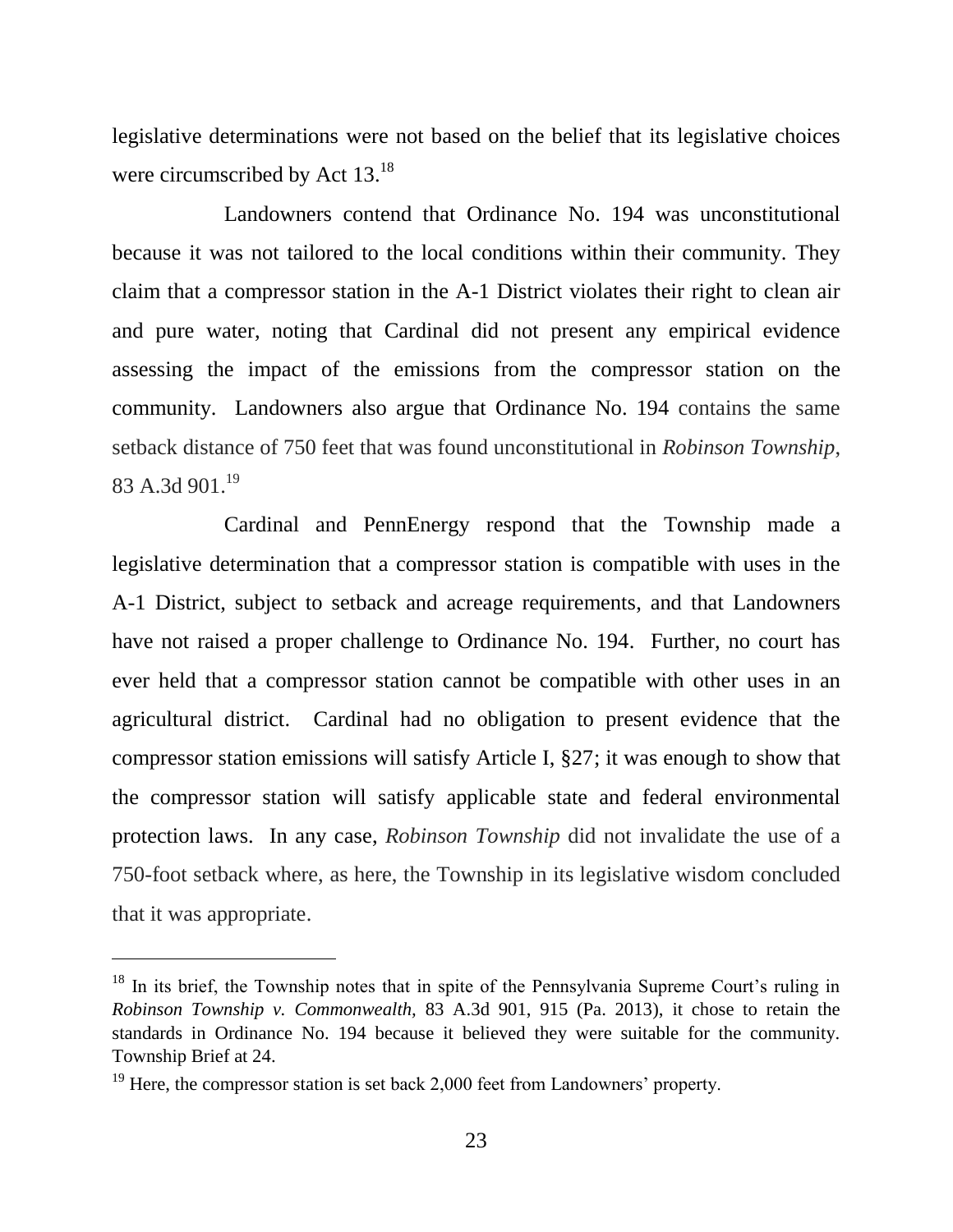legislative determinations were not based on the belief that its legislative choices were circumscribed by Act 13.[18]

Landowners contend that Ordinance No. 194 was unconstitutional because it was not tailored to the local conditions within their community. They claim that a compressor station in the A-1 District violates their right to clean air and pure water, noting that Cardinal did not present any empirical evidence assessing the impact of the emissions from the compressor station on the community. Landowners also argue that Ordinance No. 194 contains the same setback distance of 750 feet that was found unconstitutional in *Robinson Township*, 83 A.3d 901.[19]

Cardinal and PennEnergy respond that the Township made a legislative determination that a compressor station is compatible with uses in the A-1 District, subject to setback and acreage requirements, and that Landowners have not raised a proper challenge to Ordinance No. 194. Further, no court has ever held that a compressor station cannot be compatible with other uses in an agricultural district. Cardinal had no obligation to present evidence that the compressor station emissions will satisfy Article I, §27; it was enough to show that the compressor station will satisfy applicable state and federal environmental protection laws. In any case, *Robinson Township* did not invalidate the use of a 750-foot setback where, as here, the Township in its legislative wisdom concluded that it was appropriate.

---

[18] In its brief, the Township notes that in spite of the Pennsylvania Supreme Court's ruling in *Robinson Township v. Commonwealth*, 83 A.3d 901, 915 (Pa. 2013), it chose to retain the standards in Ordinance No. 194 because it believed they were suitable for the community. Township Brief at 24.

[19] Here, the compressor station is set back 2,000 feet from Landowners' property.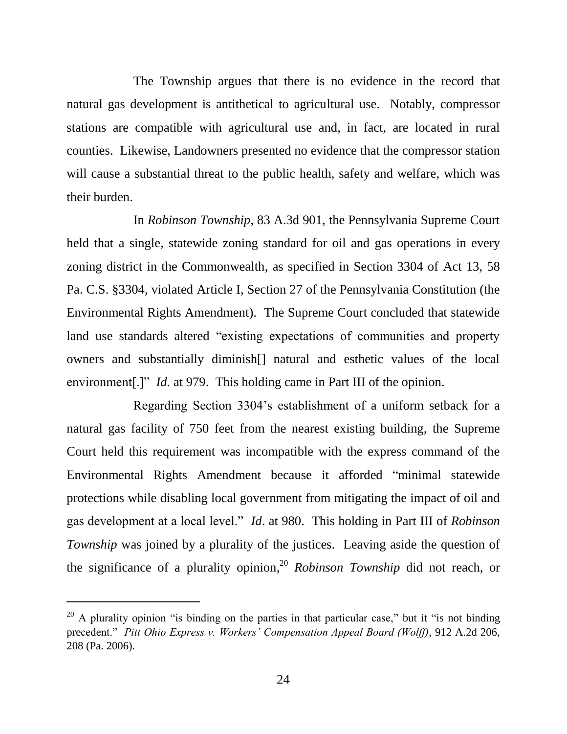The Township argues that there is no evidence in the record that natural gas development is antithetical to agricultural use. Notably, compressor stations are compatible with agricultural use and, in fact, are located in rural counties. Likewise, Landowners presented no evidence that the compressor station will cause a substantial threat to the public health, safety and welfare, which was their burden.

In *Robinson Township*, 83 A.3d 901, the Pennsylvania Supreme Court held that a single, statewide zoning standard for oil and gas operations in every zoning district in the Commonwealth, as specified in Section 3304 of Act 13, 58 Pa. C.S. §3304, violated Article I, Section 27 of the Pennsylvania Constitution (the Environmental Rights Amendment). The Supreme Court concluded that statewide land use standards altered "existing expectations of communities and property owners and substantially diminish[] natural and esthetic values of the local environment[.]" *Id.* at 979. This holding came in Part III of the opinion.

Regarding Section 3304's establishment of a uniform setback for a natural gas facility of 750 feet from the nearest existing building, the Supreme Court held this requirement was incompatible with the express command of the Environmental Rights Amendment because it afforded "minimal statewide protections while disabling local government from mitigating the impact of oil and gas development at a local level." *Id*. at 980. This holding in Part III of *Robinson Township* was joined by a plurality of the justices. Leaving aside the question of the significance of a plurality opinion,[20] *Robinson Township* did not reach, or

---

[20] A plurality opinion "is binding on the parties in that particular case," but it "is not binding precedent." *Pitt Ohio Express v. Workers' Compensation Appeal Board (Wolff)*, 912 A.2d 206, 208 (Pa. 2006).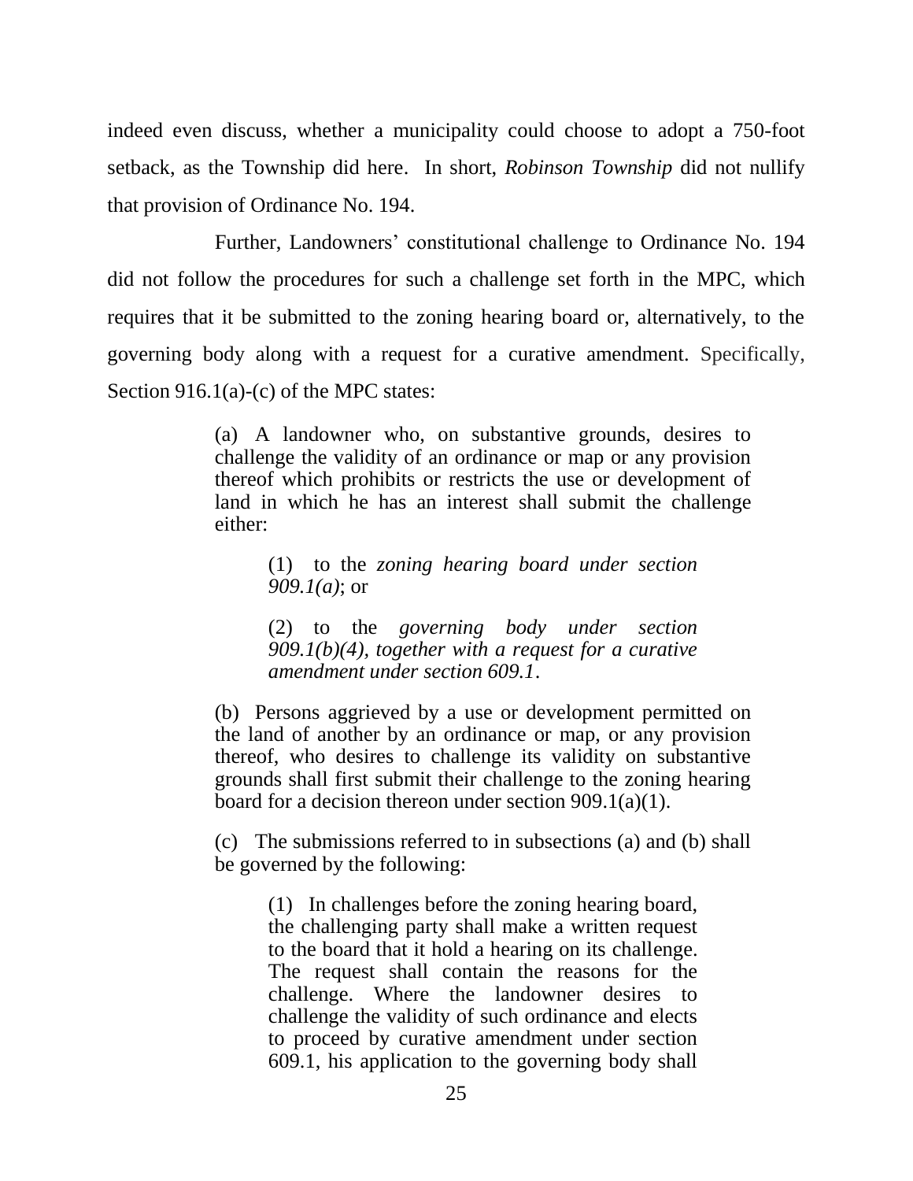indeed even discuss, whether a municipality could choose to adopt a 750-foot setback, as the Township did here. In short, *Robinson Township* did not nullify that provision of Ordinance No. 194.

Further, Landowners' constitutional challenge to Ordinance No. 194 did not follow the procedures for such a challenge set forth in the MPC, which requires that it be submitted to the zoning hearing board or, alternatively, to the governing body along with a request for a curative amendment. Specifically, Section 916.1(a)-(c) of the MPC states:

> (a) A landowner who, on substantive grounds, desires to challenge the validity of an ordinance or map or any provision thereof which prohibits or restricts the use or development of land in which he has an interest shall submit the challenge either:
>
> > (1) to the *zoning hearing board under section 909.1(a)*; or
> >
> > (2) to the *governing body under section 909.1(b)(4), together with a request for a curative amendment under section 609.1*.
>
> (b) Persons aggrieved by a use or development permitted on the land of another by an ordinance or map, or any provision thereof, who desires to challenge its validity on substantive grounds shall first submit their challenge to the zoning hearing board for a decision thereon under section 909.1(a)(1).
>
> (c) The submissions referred to in subsections (a) and (b) shall be governed by the following:
>
> > (1) In challenges before the zoning hearing board, the challenging party shall make a written request to the board that it hold a hearing on its challenge. The request shall contain the reasons for the challenge. Where the landowner desires to challenge the validity of such ordinance and elects to proceed by curative amendment under section 609.1, his application to the governing body shall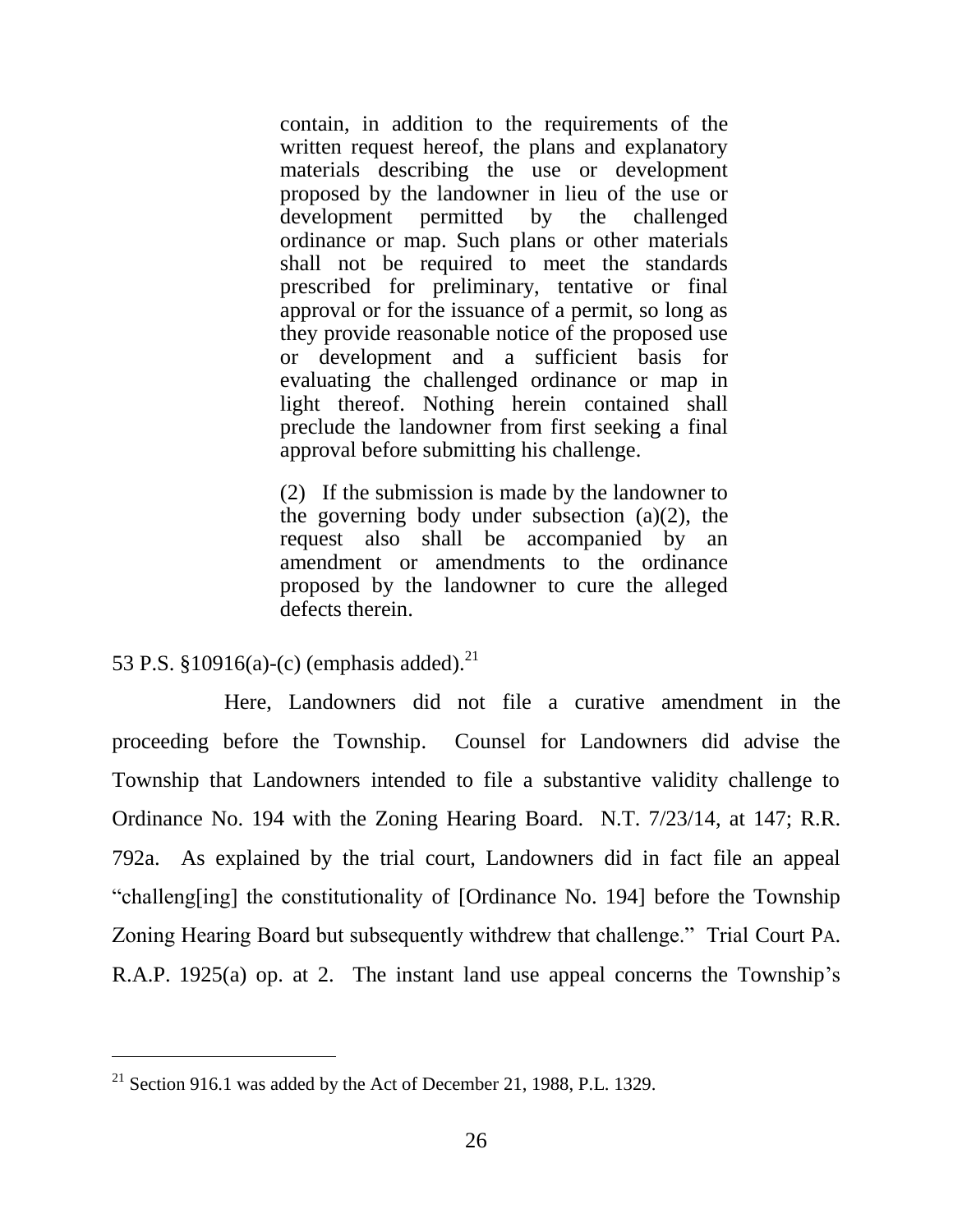> contain, in addition to the requirements of the written request hereof, the plans and explanatory materials describing the use or development proposed by the landowner in lieu of the use or development permitted by the challenged ordinance or map. Such plans or other materials shall not be required to meet the standards prescribed for preliminary, tentative or final approval or for the issuance of a permit, so long as they provide reasonable notice of the proposed use or development and a sufficient basis for evaluating the challenged ordinance or map in light thereof. Nothing herein contained shall preclude the landowner from first seeking a final approval before submitting his challenge.
>
> (2) If the submission is made by the landowner to the governing body under subsection (a)(2), the request also shall be accompanied by an amendment or amendments to the ordinance proposed by the landowner to cure the alleged defects therein.

53 P.S. §10916(a)-(c) (emphasis added).[21]

Here, Landowners did not file a curative amendment in the proceeding before the Township. Counsel for Landowners did advise the Township that Landowners intended to file a substantive validity challenge to Ordinance No. 194 with the Zoning Hearing Board. N.T. 7/23/14, at 147; R.R. 792a. As explained by the trial court, Landowners did in fact file an appeal "challeng[ing] the constitutionality of [Ordinance No. 194] before the Township Zoning Hearing Board but subsequently withdrew that challenge." Trial Court PA. R.A.P. 1925(a) op. at 2. The instant land use appeal concerns the Township's

---

[21] Section 916.1 was added by the Act of December 21, 1988, P.L. 1329.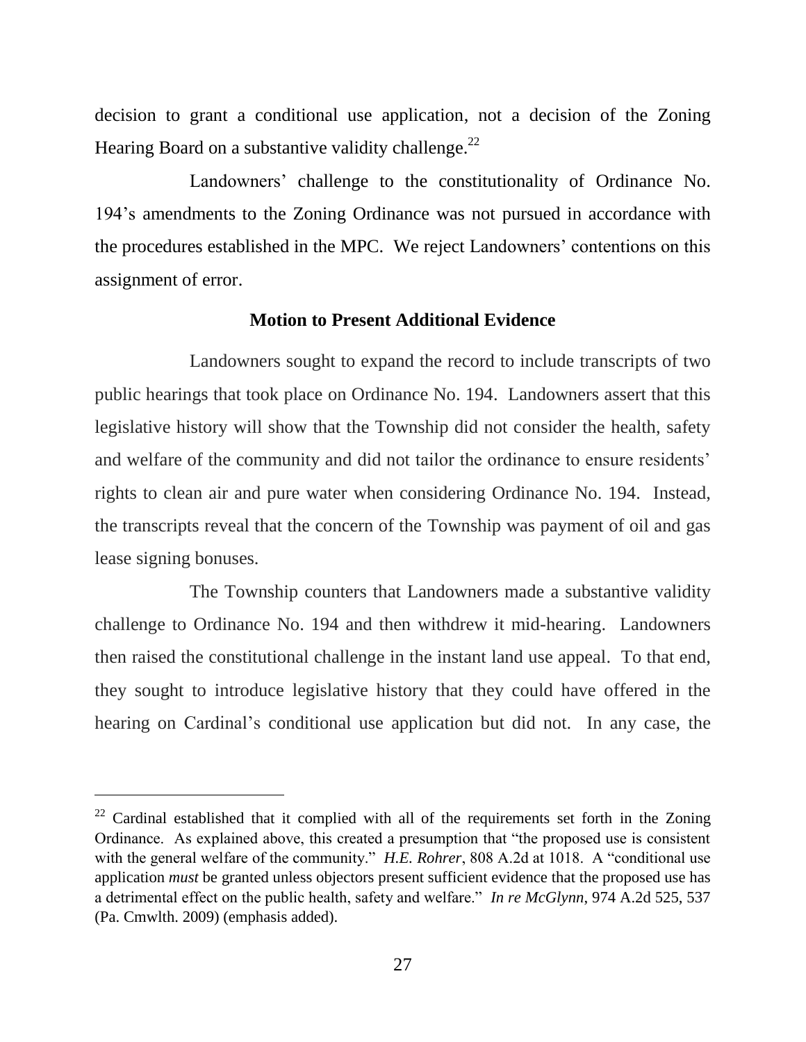decision to grant a conditional use application, not a decision of the Zoning Hearing Board on a substantive validity challenge.[22]

Landowners' challenge to the constitutionality of Ordinance No. 194's amendments to the Zoning Ordinance was not pursued in accordance with the procedures established in the MPC. We reject Landowners' contentions on this assignment of error.

**Motion to Present Additional Evidence**

Landowners sought to expand the record to include transcripts of two public hearings that took place on Ordinance No. 194. Landowners assert that this legislative history will show that the Township did not consider the health, safety and welfare of the community and did not tailor the ordinance to ensure residents' rights to clean air and pure water when considering Ordinance No. 194. Instead, the transcripts reveal that the concern of the Township was payment of oil and gas lease signing bonuses.

The Township counters that Landowners made a substantive validity challenge to Ordinance No. 194 and then withdrew it mid-hearing. Landowners then raised the constitutional challenge in the instant land use appeal. To that end, they sought to introduce legislative history that they could have offered in the hearing on Cardinal's conditional use application but did not. In any case, the

---

[22] Cardinal established that it complied with all of the requirements set forth in the Zoning Ordinance. As explained above, this created a presumption that "the proposed use is consistent with the general welfare of the community." *H.E. Rohrer*, 808 A.2d at 1018. A "conditional use application *must* be granted unless objectors present sufficient evidence that the proposed use has a detrimental effect on the public health, safety and welfare." *In re McGlynn*, 974 A.2d 525, 537 (Pa. Cmwlth. 2009) (emphasis added).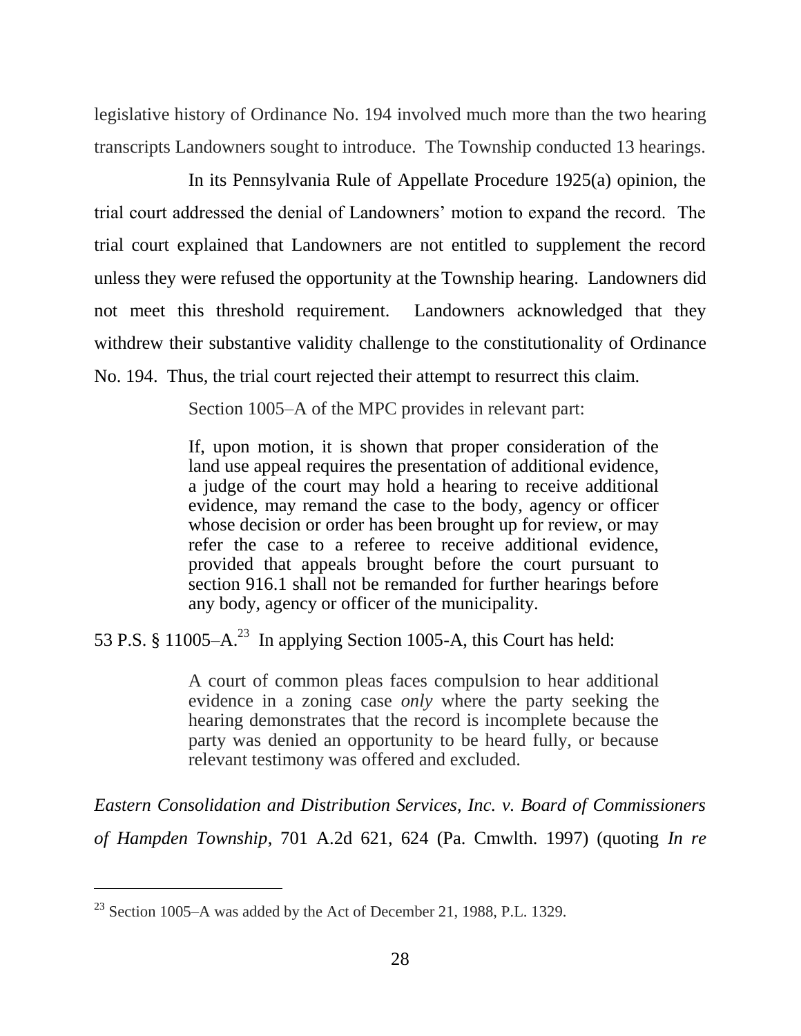legislative history of Ordinance No. 194 involved much more than the two hearing transcripts Landowners sought to introduce. The Township conducted 13 hearings.

In its Pennsylvania Rule of Appellate Procedure 1925(a) opinion, the trial court addressed the denial of Landowners' motion to expand the record. The trial court explained that Landowners are not entitled to supplement the record unless they were refused the opportunity at the Township hearing. Landowners did not meet this threshold requirement. Landowners acknowledged that they withdrew their substantive validity challenge to the constitutionality of Ordinance No. 194. Thus, the trial court rejected their attempt to resurrect this claim.

Section 1005–A of the MPC provides in relevant part:

> If, upon motion, it is shown that proper consideration of the land use appeal requires the presentation of additional evidence, a judge of the court may hold a hearing to receive additional evidence, may remand the case to the body, agency or officer whose decision or order has been brought up for review, or may refer the case to a referee to receive additional evidence, provided that appeals brought before the court pursuant to section 916.1 shall not be remanded for further hearings before any body, agency or officer of the municipality.

53 P.S. § 11005–A.[23] In applying Section 1005-A, this Court has held:

> A court of common pleas faces compulsion to hear additional evidence in a zoning case *only* where the party seeking the hearing demonstrates that the record is incomplete because the party was denied an opportunity to be heard fully, or because relevant testimony was offered and excluded.

*Eastern Consolidation and Distribution Services, Inc. v. Board of Commissioners of Hampden Township*, 701 A.2d 621, 624 (Pa. Cmwlth. 1997) (quoting *In re*

[23] Section 1005–A was added by the Act of December 21, 1988, P.L. 1329.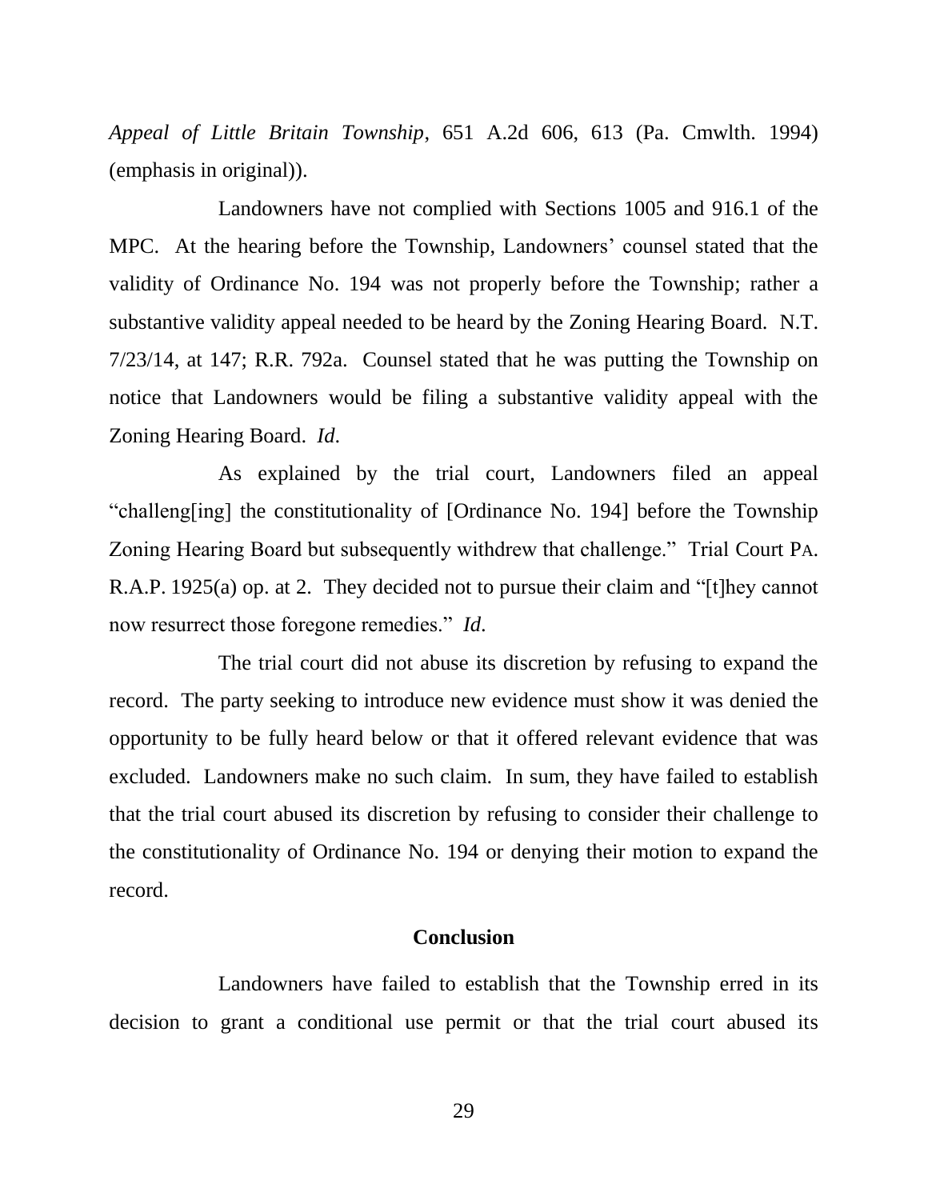*Appeal of Little Britain Township*, 651 A.2d 606, 613 (Pa. Cmwlth. 1994) (emphasis in original)).

Landowners have not complied with Sections 1005 and 916.1 of the MPC. At the hearing before the Township, Landowners' counsel stated that the validity of Ordinance No. 194 was not properly before the Township; rather a substantive validity appeal needed to be heard by the Zoning Hearing Board. N.T. 7/23/14, at 147; R.R. 792a. Counsel stated that he was putting the Township on notice that Landowners would be filing a substantive validity appeal with the Zoning Hearing Board. *Id.*

As explained by the trial court, Landowners filed an appeal "challeng[ing] the constitutionality of [Ordinance No. 194] before the Township Zoning Hearing Board but subsequently withdrew that challenge." Trial Court PA. R.A.P. 1925(a) op. at 2. They decided not to pursue their claim and "[t]hey cannot now resurrect those foregone remedies." *Id.*

The trial court did not abuse its discretion by refusing to expand the record. The party seeking to introduce new evidence must show it was denied the opportunity to be fully heard below or that it offered relevant evidence that was excluded. Landowners make no such claim. In sum, they have failed to establish that the trial court abused its discretion by refusing to consider their challenge to the constitutionality of Ordinance No. 194 or denying their motion to expand the record.

## Conclusion

Landowners have failed to establish that the Township erred in its decision to grant a conditional use permit or that the trial court abused its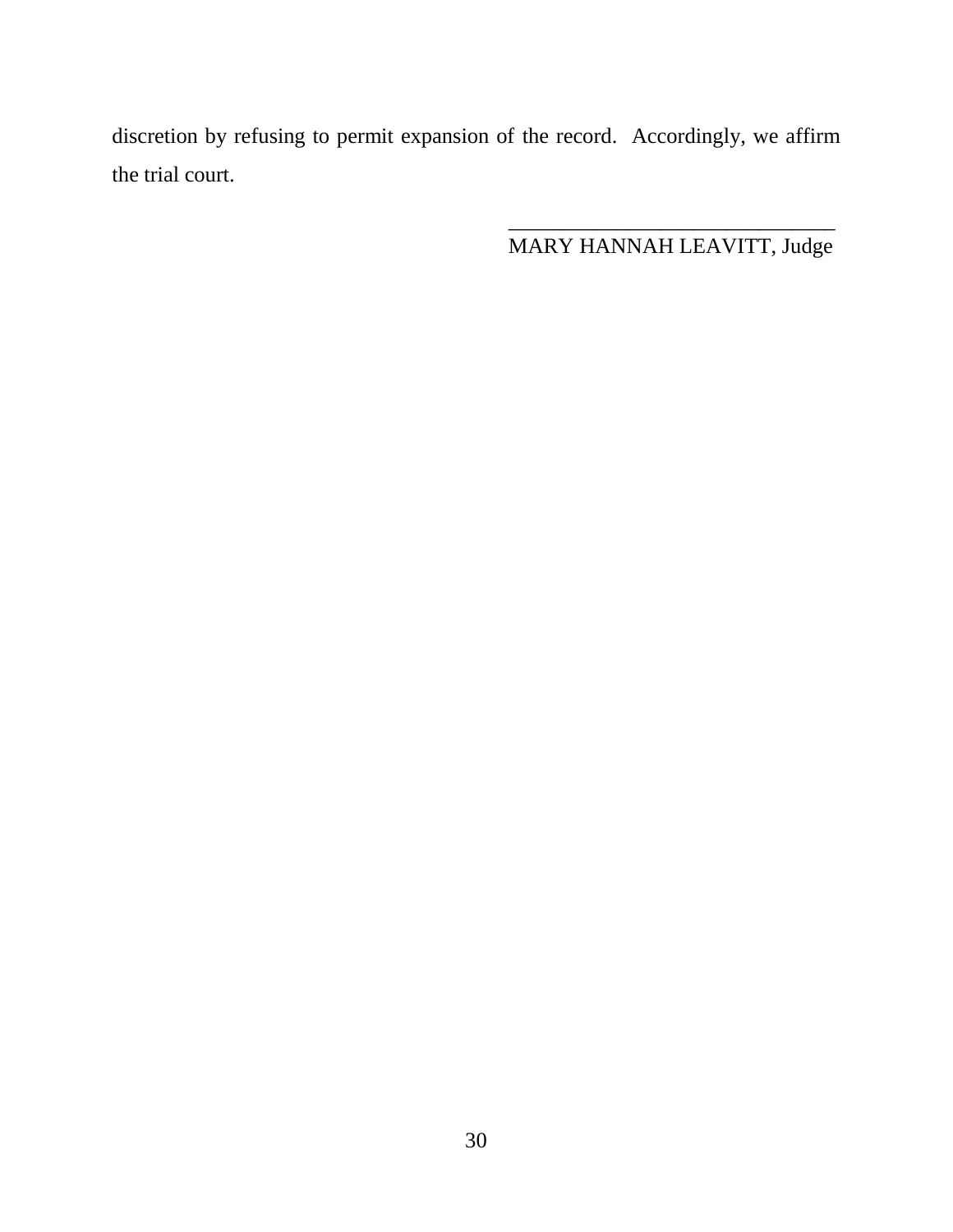discretion by refusing to permit expansion of the record. Accordingly, we affirm the trial court.

______________________________
MARY HANNAH LEAVITT, Judge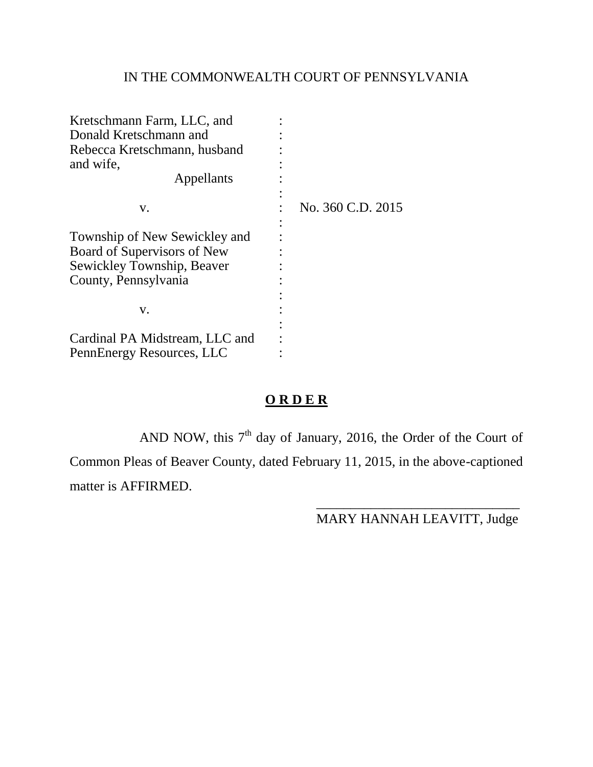IN THE COMMONWEALTH COURT OF PENNSYLVANIA

| | | |
|---|---|---|
| Kretschmann Farm, LLC, and Donald Kretschmann and Rebecca Kretschmann, husband and wife, Appellants | : | |
| v. | : | No. 360 C.D. 2015 |
| Township of New Sewickley and Board of Supervisors of New Sewickley Township, Beaver County, Pennsylvania | : | |
| v. | : | |
| Cardinal PA Midstream, LLC and PennEnergy Resources, LLC | : | |

**O R D E R**

AND NOW, this 7th day of January, 2016, the Order of the Court of Common Pleas of Beaver County, dated February 11, 2015, in the above-captioned matter is AFFIRMED.

\_\_\_\_\_\_\_\_\_\_\_\_\_\_\_\_\_\_\_\_\_\_\_\_\_\_\_\_\_\_\_\_\_

MARY HANNAH LEAVITT, Judge